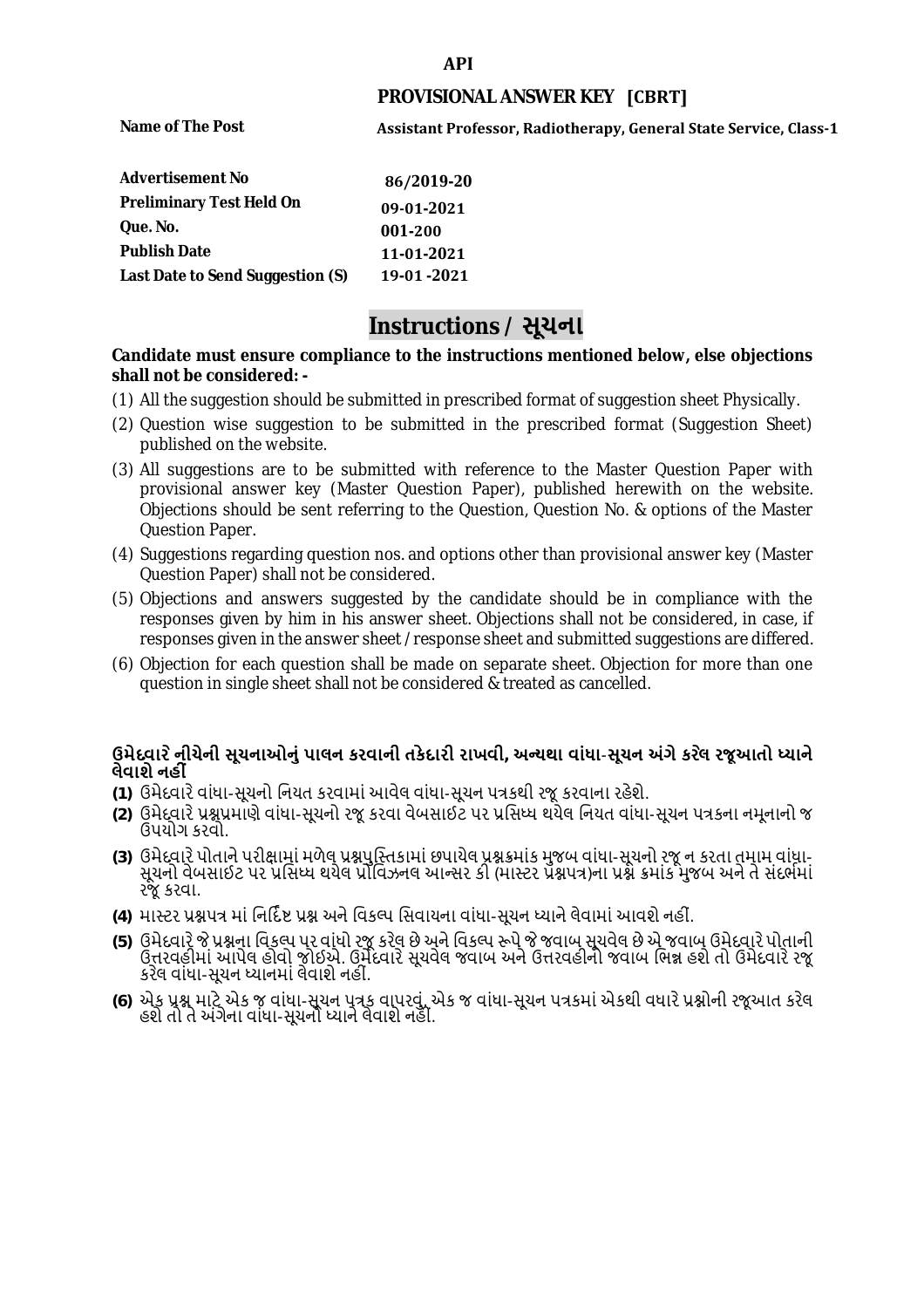**API**

**PROVISIONAL ANSWER KEY [CBRT]**

| | |
|---|---|
| **Name of The Post** | **Assistant Professor, Radiotherapy, General State Service, Class-1** |
| **Advertisement No** | **86/2019-20** |
| **Preliminary Test Held On** | **09-01-2021** |
| **Que. No.** | **001-200** |
| **Publish Date** | **11-01-2021** |
| **Last Date to Send Suggestion (S)** | **19-01 -2021** |

# Instructions / સૂચના

**Candidate must ensure compliance to the instructions mentioned below, else objections shall not be considered: -**

(1) All the suggestion should be submitted in prescribed format of suggestion sheet Physically.

(2) Question wise suggestion to be submitted in the prescribed format (Suggestion Sheet) published on the website.

(3) All suggestions are to be submitted with reference to the Master Question Paper with provisional answer key (Master Question Paper), published herewith on the website. Objections should be sent referring to the Question, Question No. & options of the Master Question Paper.

(4) Suggestions regarding question nos. and options other than provisional answer key (Master Question Paper) shall not be considered.

(5) Objections and answers suggested by the candidate should be in compliance with the responses given by him in his answer sheet. Objections shall not be considered, in case, if responses given in the answer sheet / response sheet and submitted suggestions are differed.

(6) Objection for each question shall be made on separate sheet. Objection for more than one question in single sheet shall not be considered & treated as cancelled.

**ઉમેદવારે નીચેની સૂચનાઓનું પાલન કરવાની તકેદારી રાખવી, અન્યથા વાંધા-સૂચન અંગે કરેલ રજૂઆતો ધ્યાને લેવાશે નહીં**

**(1)** ઉમેદવારે વાંધા-સૂચનો નિયત કરવામાં આવેલ વાંધા-સૂચન પત્રકથી રજૂ કરવાના રહેશે.

**(2)** ઉમેદવારે પ્રશ્નપ્રમાણે વાંધા-સૂચનો રજૂ કરવા વેબસાઈટ પર પ્રસિધ્ધ થયેલ નિયત વાંધા-સૂચન પત્રકના નમૂનાનો જ ઉપયોગ કરવો.

**(3)** ઉમેદવારે પોતાને પરીક્ષામાં મળેલ પ્રશ્નપુસ્તિકામાં છપાયેલ પ્રશ્નક્રમાંક મુજબ વાંધા-સૂચનો રજૂ ન કરતા તમામ વાંધા-સૂચનો વેબસાઈટ પર પ્રસિધ્ધ થયેલ પ્રોવિઝનલ આન્સર કી (માસ્ટર પ્રશ્નપત્ર)ના પ્રશ્ન ક્રમાંક મુજબ અને તે સંદર્ભમાં રજૂ કરવા.

**(4)** માસ્ટર પ્રશ્નપત્ર માં નિર્દિષ્ટ પ્રશ્ન અને વિકલ્પ સિવાયના વાંધા-સૂચન ધ્યાને લેવામાં આવશે નહીં.

**(5)** ઉમેદવારે જે પ્રશ્નના વિકલ્પ પર વાંધો રજૂ કરેલ છે અને વિકલ્પ રૂપે જે જવાબ સૂચવેલ છે એ જવાબ ઉમેદવારે પોતાની ઉત્તરવહીમાં આપેલ હોવો જોઈએ. ઉમેદવારે સૂચવેલ જવાબ અને ઉત્તરવહીનો જવાબ ભિન્ન હશે તો ઉમેદવારે રજૂ કરેલ વાંધા-સૂચન ધ્યાનમાં લેવાશે નહીં.

**(6)** એક પ્રશ્ન માટે એક જ વાંધા-સૂચન પત્રક વાપરવું. એક જ વાંધા-સૂચન પત્રકમાં એકથી વધારે પ્રશ્નોની રજૂઆત કરેલ હશે તો તે અંગેના વાંધા-સૂચનો ધ્યાને લેવાશે નહીં.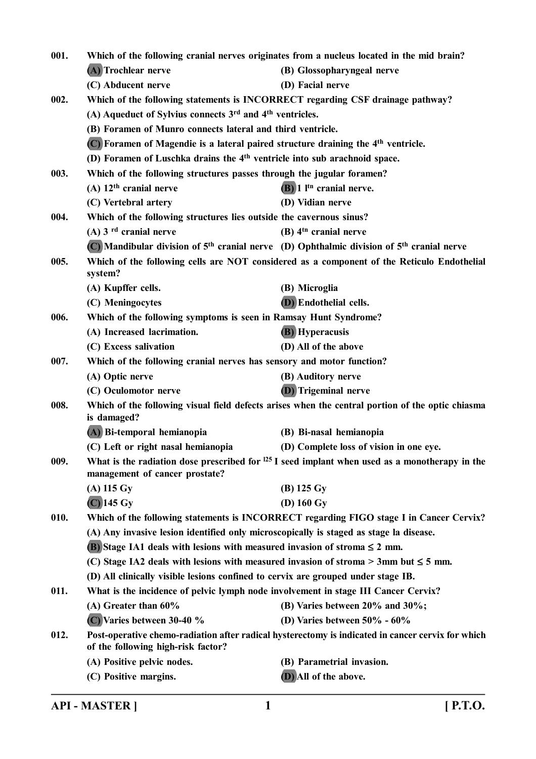001. Which of the following cranial nerves originates from a nucleus located in the mid brain?

(A) Trochlear nerve
(B) Glossopharyngeal nerve
(C) Abducent nerve
(D) Facial nerve

002. Which of the following statements is INCORRECT regarding CSF drainage pathway?

(A) Aqueduct of Sylvius connects 3rd and 4th ventricles.
(B) Foramen of Munro connects lateral and third ventricle.
(C) Foramen of Magendie is a lateral paired structure draining the 4th ventricle.
(D) Foramen of Luschka drains the 4th ventricle into sub arachnoid space.

003. Which of the following structures passes through the jugular foramen?

(A) 12th cranial nerve
(B) 1 1tn cranial nerve.
(C) Vertebral artery
(D) Vidian nerve

004. Which of the following structures lies outside the cavernous sinus?

(A) 3 rd cranial nerve
(B) 4th cranial nerve
(C) Mandibular division of 5th cranial nerve
(D) Ophthalmic division of 5th cranial nerve

005. Which of the following cells are NOT considered as a component of the Reticulo Endothelial system?

(A) Kupffer cells.
(B) Microglia
(C) Meningocytes
(D) Endothelial cells.

006. Which of the following symptoms is seen in Ramsay Hunt Syndrome?

(A) Increased lacrimation.
(B) Hyperacusis
(C) Excess salivation
(D) All of the above

007. Which of the following cranial nerves has sensory and motor function?

(A) Optic nerve
(B) Auditory nerve
(C) Oculomotor nerve
(D) Trigeminal nerve

008. Which of the following visual field defects arises when the central portion of the optic chiasma is damaged?

(A) Bi-temporal hemianopia
(B) Bi-nasal hemianopia
(C) Left or right nasal hemianopia
(D) Complete loss of vision in one eye.

009. What is the radiation dose prescribed for $^{125}$I seed implant when used as a monotherapy in the management of cancer prostate?

(A) 115 Gy
(B) 125 Gy
(C) 145 Gy
(D) 160 Gy

010. Which of the following statements is INCORRECT regarding FIGO stage I in Cancer Cervix?

(A) Any invasive lesion identified only microscopically is staged as stage la disease.
(B) Stage IA1 deals with lesions with measured invasion of stroma ≤ 2 mm.
(C) Stage IA2 deals with lesions with measured invasion of stroma > 3mm but ≤ 5 mm.
(D) All clinically visible lesions confined to cervix are grouped under stage IB.

011. What is the incidence of pelvic lymph node involvement in stage III Cancer Cervix?

(A) Greater than 60%
(B) Varies between 20% and 30%;
(C) Varies between 30-40 %
(D) Varies between 50% - 60%

012. Post-operative chemo-radiation after radical hysterectomy is indicated in cancer cervix for which of the following high-risk factor?

(A) Positive pelvic nodes.
(B) Parametrial invasion.
(C) Positive margins.
(D) All of the above.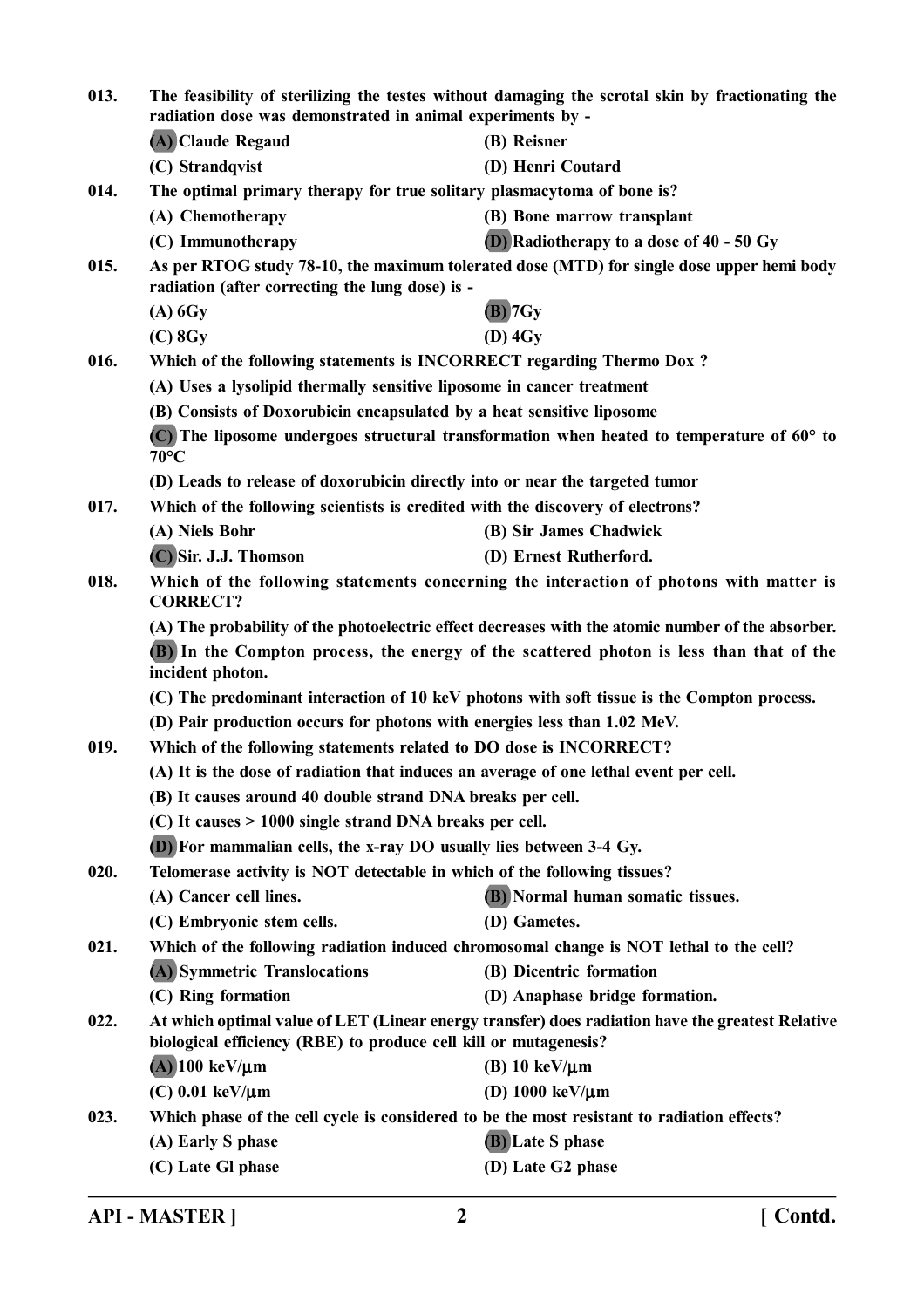013. The feasibility of sterilizing the testes without damaging the scrotal skin by fractionating the radiation dose was demonstrated in animal experiments by -

(A) Claude Regaud (B) Reisner
(C) Strandqvist (D) Henri Coutard

014. The optimal primary therapy for true solitary plasmacytoma of bone is?

(A) Chemotherapy (B) Bone marrow transplant
(C) Immunotherapy (D) Radiotherapy to a dose of 40 - 50 Gy

015. As per RTOG study 78-10, the maximum tolerated dose (MTD) for single dose upper hemi body radiation (after correcting the lung dose) is -

(A) 6Gy (B) 7Gy
(C) 8Gy (D) 4Gy

016. Which of the following statements is INCORRECT regarding Thermo Dox ?

(A) Uses a lysolipid thermally sensitive liposome in cancer treatment
(B) Consists of Doxorubicin encapsulated by a heat sensitive liposome
(C) The liposome undergoes structural transformation when heated to temperature of 60° to 70°C
(D) Leads to release of doxorubicin directly into or near the targeted tumor

017. Which of the following scientists is credited with the discovery of electrons?

(A) Niels Bohr (B) Sir James Chadwick
(C) Sir. J.J. Thomson (D) Ernest Rutherford.

018. Which of the following statements concerning the interaction of photons with matter is CORRECT?

(A) The probability of the photoelectric effect decreases with the atomic number of the absorber.
(B) In the Compton process, the energy of the scattered photon is less than that of the incident photon.
(C) The predominant interaction of 10 keV photons with soft tissue is the Compton process.
(D) Pair production occurs for photons with energies less than 1.02 MeV.

019. Which of the following statements related to DO dose is INCORRECT?

(A) It is the dose of radiation that induces an average of one lethal event per cell.
(B) It causes around 40 double strand DNA breaks per cell.
(C) It causes > 1000 single strand DNA breaks per cell.
(D) For mammalian cells, the x-ray DO usually lies between 3-4 Gy.

020. Telomerase activity is NOT detectable in which of the following tissues?

(A) Cancer cell lines. (B) Normal human somatic tissues.
(C) Embryonic stem cells. (D) Gametes.

021. Which of the following radiation induced chromosomal change is NOT lethal to the cell?

(A) Symmetric Translocations (B) Dicentric formation
(C) Ring formation (D) Anaphase bridge formation.

022. At which optimal value of LET (Linear energy transfer) does radiation have the greatest Relative biological efficiency (RBE) to produce cell kill or mutagenesis?

(A) 100 keV/μm (B) 10 keV/μm
(C) 0.01 keV/μm (D) 1000 keV/μm

023. Which phase of the cell cycle is considered to be the most resistant to radiation effects?

(A) Early S phase (B) Late S phase
(C) Late Gl phase (D) Late G2 phase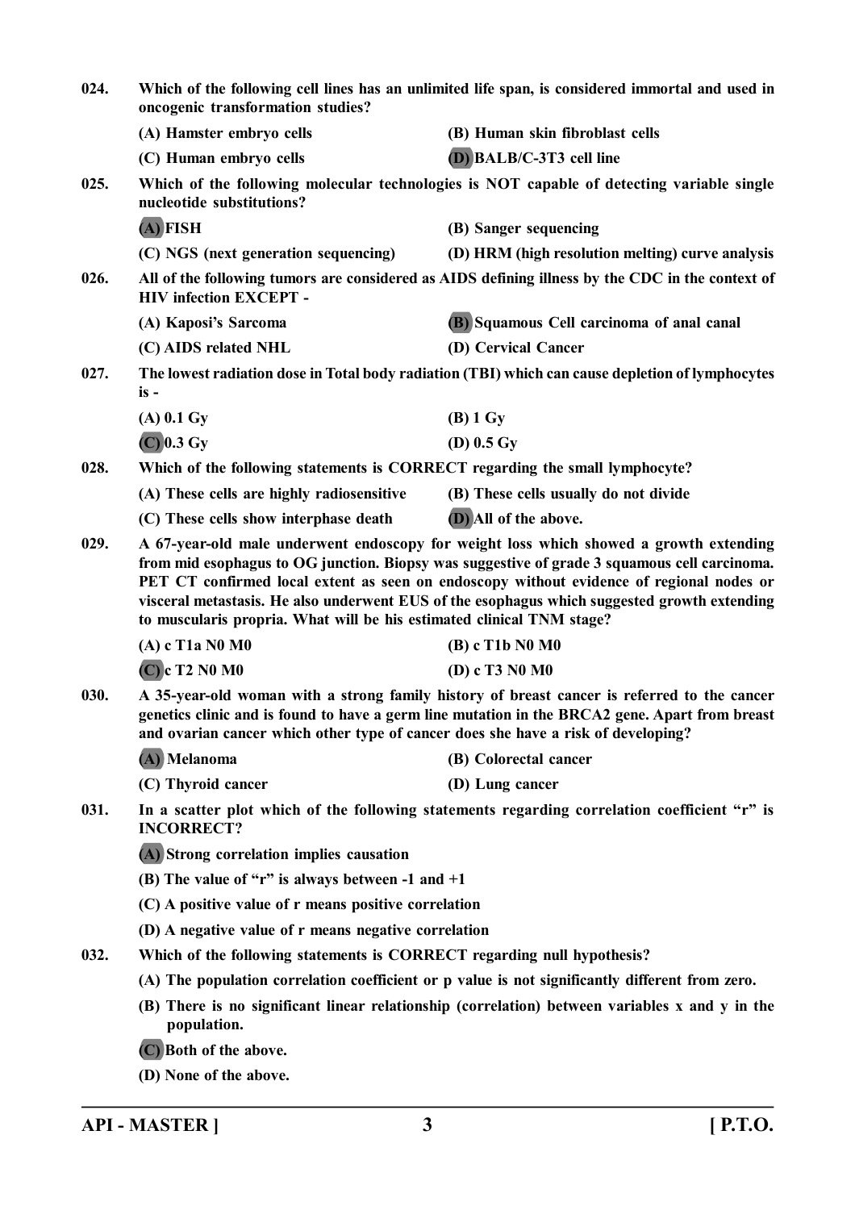**024.** **Which of the following cell lines has an unlimited life span, is considered immortal and used in oncogenic transformation studies?**

(A) Hamster embryo cells
(B) Human skin fibroblast cells
(C) Human embryo cells
(D) BALB/C-3T3 cell line

**025.** **Which of the following molecular technologies is NOT capable of detecting variable single nucleotide substitutions?**

(A) FISH
(B) Sanger sequencing
(C) NGS (next generation sequencing)
(D) HRM (high resolution melting) curve analysis

**026.** **All of the following tumors are considered as AIDS defining illness by the CDC in the context of HIV infection EXCEPT -**

(A) Kaposi's Sarcoma
(B) Squamous Cell carcinoma of anal canal
(C) AIDS related NHL
(D) Cervical Cancer

**027.** **The lowest radiation dose in Total body radiation (TBI) which can cause depletion of lymphocytes is -**

(A) 0.1 Gy
(B) 1 Gy
(C) 0.3 Gy
(D) 0.5 Gy

**028.** **Which of the following statements is CORRECT regarding the small lymphocyte?**

(A) These cells are highly radiosensitive
(B) These cells usually do not divide
(C) These cells show interphase death
(D) All of the above.

**029.** **A 67-year-old male underwent endoscopy for weight loss which showed a growth extending from mid esophagus to OG junction. Biopsy was suggestive of grade 3 squamous cell carcinoma. PET CT confirmed local extent as seen on endoscopy without evidence of regional nodes or visceral metastasis. He also underwent EUS of the esophagus which suggested growth extending to muscularis propria. What will be his estimated clinical TNM stage?**

(A) c T1a N0 M0
(B) c T1b N0 M0
(C) c T2 N0 M0
(D) c T3 N0 M0

**030.** **A 35-year-old woman with a strong family history of breast cancer is referred to the cancer genetics clinic and is found to have a germ line mutation in the BRCA2 gene. Apart from breast and ovarian cancer which other type of cancer does she have a risk of developing?**

(A) Melanoma
(B) Colorectal cancer
(C) Thyroid cancer
(D) Lung cancer

**031.** **In a scatter plot which of the following statements regarding correlation coefficient "r" is INCORRECT?**

(A) Strong correlation implies causation
(B) The value of "r" is always between -1 and +1
(C) A positive value of r means positive correlation
(D) A negative value of r means negative correlation

**032.** **Which of the following statements is CORRECT regarding null hypothesis?**

(A) The population correlation coefficient or p value is not significantly different from zero.
(B) There is no significant linear relationship (correlation) between variables x and y in the population.
(C) Both of the above.
(D) None of the above.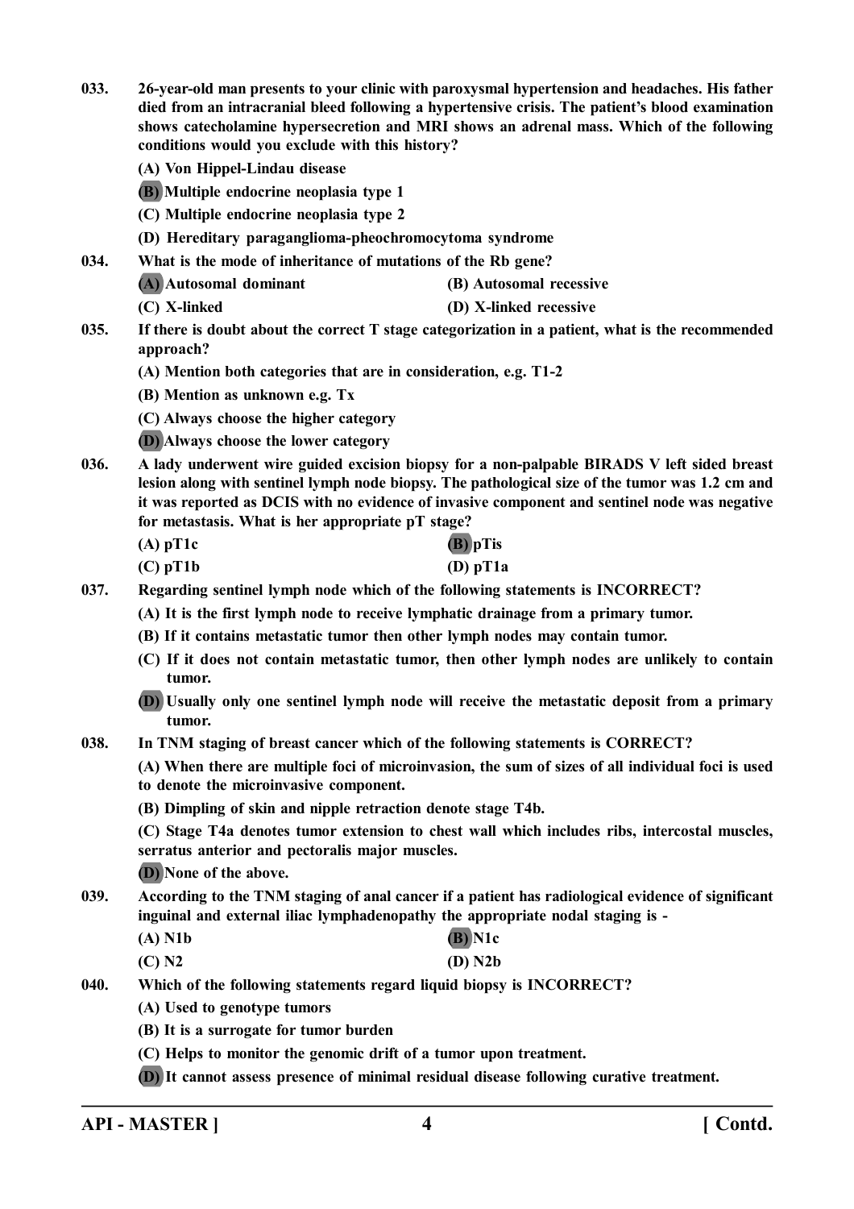**033.** **26-year-old man presents to your clinic with paroxysmal hypertension and headaches. His father died from an intracranial bleed following a hypertensive crisis. The patient's blood examination shows catecholamine hypersecretion and MRI shows an adrenal mass. Which of the following conditions would you exclude with this history?**

**(A) Von Hippel-Lindau disease**

**(B) Multiple endocrine neoplasia type 1**

**(C) Multiple endocrine neoplasia type 2**

**(D) Hereditary paraganglioma-pheochromocytoma syndrome**

**034.** **What is the mode of inheritance of mutations of the Rb gene?**

**(A) Autosomal dominant** **(B) Autosomal recessive**

**(C) X-linked** **(D) X-linked recessive**

**035.** **If there is doubt about the correct T stage categorization in a patient, what is the recommended approach?**

**(A) Mention both categories that are in consideration, e.g. T1-2**

**(B) Mention as unknown e.g. Tx**

**(C) Always choose the higher category**

**(D) Always choose the lower category**

**036.** **A lady underwent wire guided excision biopsy for a non-palpable BIRADS V left sided breast lesion along with sentinel lymph node biopsy. The pathological size of the tumor was 1.2 cm and it was reported as DCIS with no evidence of invasive component and sentinel node was negative for metastasis. What is her appropriate pT stage?**

**(A) pT1c** **(B) pTis**

**(C) pT1b** **(D) pT1a**

**037.** **Regarding sentinel lymph node which of the following statements is INCORRECT?**

**(A) It is the first lymph node to receive lymphatic drainage from a primary tumor.**

**(B) If it contains metastatic tumor then other lymph nodes may contain tumor.**

**(C) If it does not contain metastatic tumor, then other lymph nodes are unlikely to contain tumor.**

**(D) Usually only one sentinel lymph node will receive the metastatic deposit from a primary tumor.**

**038.** **In TNM staging of breast cancer which of the following statements is CORRECT?**

**(A) When there are multiple foci of microinvasion, the sum of sizes of all individual foci is used to denote the microinvasive component.**

**(B) Dimpling of skin and nipple retraction denote stage T4b.**

**(C) Stage T4a denotes tumor extension to chest wall which includes ribs, intercostal muscles, serratus anterior and pectoralis major muscles.**

**(D) None of the above.**

**039.** **According to the TNM staging of anal cancer if a patient has radiological evidence of significant inguinal and external iliac lymphadenopathy the appropriate nodal staging is -**

**(A) N1b** **(B) N1c**

**(C) N2** **(D) N2b**

**040.** **Which of the following statements regard liquid biopsy is INCORRECT?**

**(A) Used to genotype tumors**

**(B) It is a surrogate for tumor burden**

**(C) Helps to monitor the genomic drift of a tumor upon treatment.**

**(D) It cannot assess presence of minimal residual disease following curative treatment.**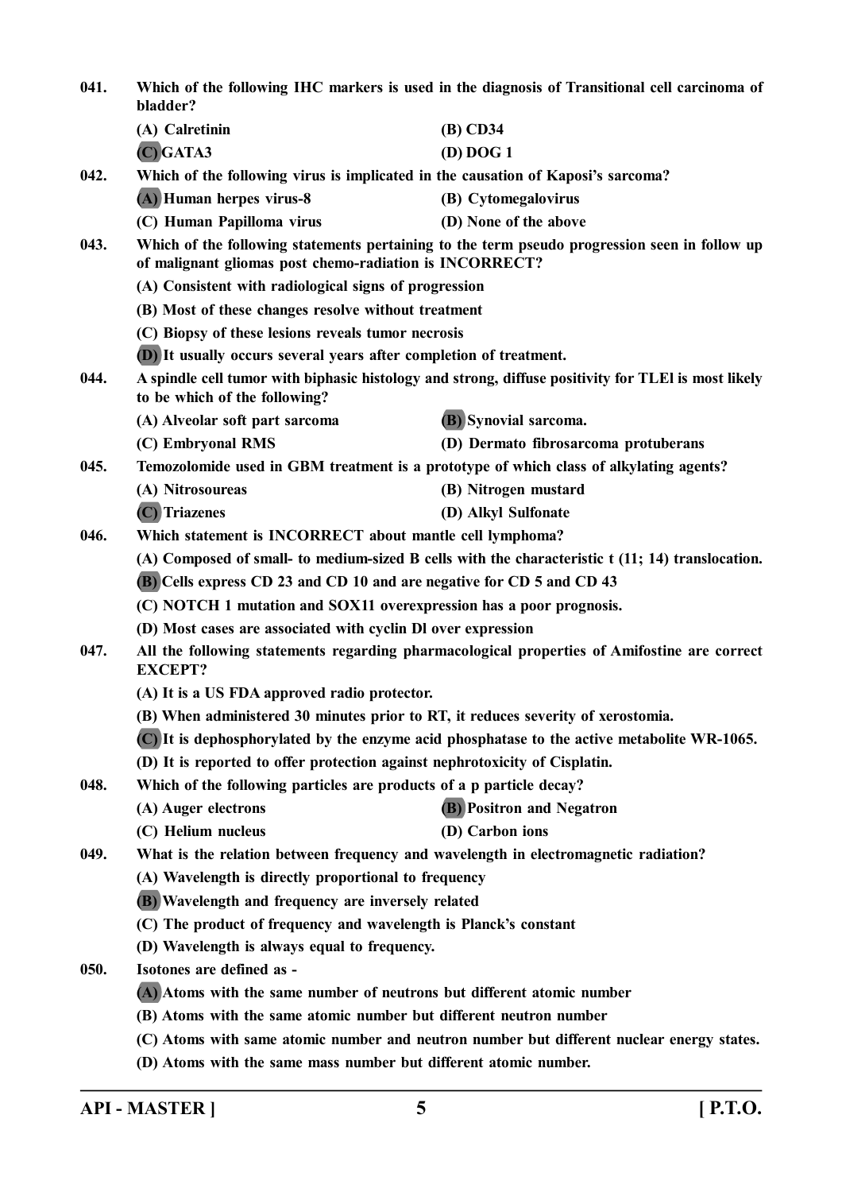041. Which of the following IHC markers is used in the diagnosis of Transitional cell carcinoma of bladder?

(A) Calretinin
(B) CD34
(C) GATA3
(D) DOG 1

042. Which of the following virus is implicated in the causation of Kaposi's sarcoma?

(A) Human herpes virus-8
(B) Cytomegalovirus
(C) Human Papilloma virus
(D) None of the above

043. Which of the following statements pertaining to the term pseudo progression seen in follow up of malignant gliomas post chemo-radiation is INCORRECT?

(A) Consistent with radiological signs of progression
(B) Most of these changes resolve without treatment
(C) Biopsy of these lesions reveals tumor necrosis
(D) It usually occurs several years after completion of treatment.

044. A spindle cell tumor with biphasic histology and strong, diffuse positivity for TLEl is most likely to be which of the following?

(A) Alveolar soft part sarcoma
(B) Synovial sarcoma.
(C) Embryonal RMS
(D) Dermato fibrosarcoma protuberans

045. Temozolomide used in GBM treatment is a prototype of which class of alkylating agents?

(A) Nitrosoureas
(B) Nitrogen mustard
(C) Triazenes
(D) Alkyl Sulfonate

046. Which statement is INCORRECT about mantle cell lymphoma?

(A) Composed of small- to medium-sized B cells with the characteristic t (11; 14) translocation.
(B) Cells express CD 23 and CD 10 and are negative for CD 5 and CD 43
(C) NOTCH 1 mutation and SOX11 overexpression has a poor prognosis.
(D) Most cases are associated with cyclin Dl over expression

047. All the following statements regarding pharmacological properties of Amifostine are correct EXCEPT?

(A) It is a US FDA approved radio protector.
(B) When administered 30 minutes prior to RT, it reduces severity of xerostomia.
(C) It is dephosphorylated by the enzyme acid phosphatase to the active metabolite WR-1065.
(D) It is reported to offer protection against nephrotoxicity of Cisplatin.

048. Which of the following particles are products of a p particle decay?

(A) Auger electrons
(B) Positron and Negatron
(C) Helium nucleus
(D) Carbon ions

049. What is the relation between frequency and wavelength in electromagnetic radiation?

(A) Wavelength is directly proportional to frequency
(B) Wavelength and frequency are inversely related
(C) The product of frequency and wavelength is Planck's constant
(D) Wavelength is always equal to frequency.

050. Isotones are defined as -

(A) Atoms with the same number of neutrons but different atomic number
(B) Atoms with the same atomic number but different neutron number
(C) Atoms with same atomic number and neutron number but different nuclear energy states.
(D) Atoms with the same mass number but different atomic number.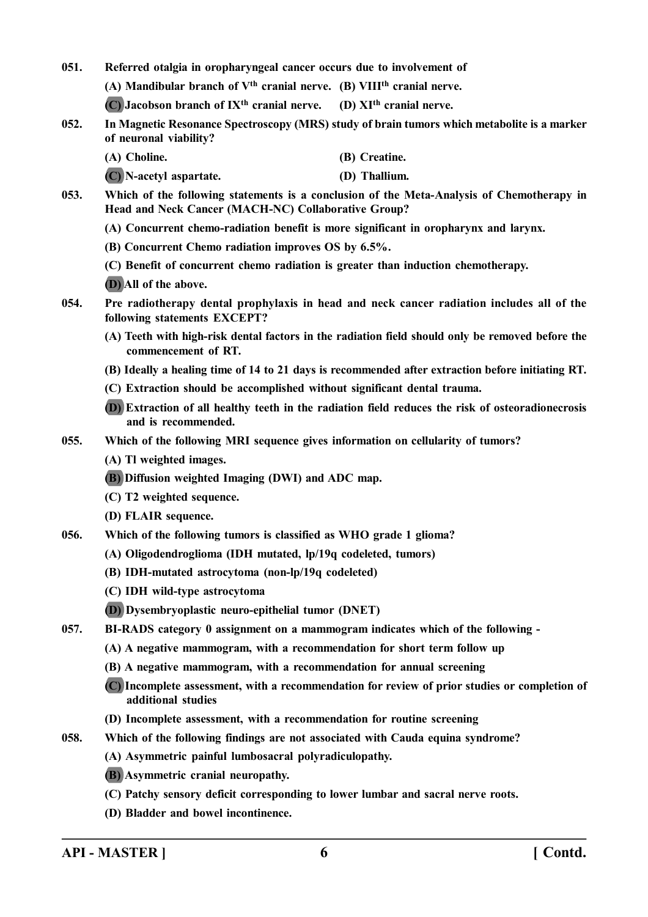**051.** **Referred otalgia in oropharyngeal cancer occurs due to involvement of**

(A) Mandibular branch of $V^{th}$ cranial nerve. (B) $VIII^{th}$ cranial nerve.

(C) Jacobson branch of $IX^{th}$ cranial nerve. (D) $XI^{th}$ cranial nerve.

**052.** **In Magnetic Resonance Spectroscopy (MRS) study of brain tumors which metabolite is a marker of neuronal viability?**

(A) Choline. (B) Creatine.

(C) N-acetyl aspartate. (D) Thallium.

**053.** **Which of the following statements is a conclusion of the Meta-Analysis of Chemotherapy in Head and Neck Cancer (MACH-NC) Collaborative Group?**

(A) Concurrent chemo-radiation benefit is more significant in oropharynx and larynx.

(B) Concurrent Chemo radiation improves OS by 6.5%.

(C) Benefit of concurrent chemo radiation is greater than induction chemotherapy.

(D) All of the above.

**054.** **Pre radiotherapy dental prophylaxis in head and neck cancer radiation includes all of the following statements EXCEPT?**

(A) Teeth with high-risk dental factors in the radiation field should only be removed before the commencement of RT.

(B) Ideally a healing time of 14 to 21 days is recommended after extraction before initiating RT.

(C) Extraction should be accomplished without significant dental trauma.

(D) Extraction of all healthy teeth in the radiation field reduces the risk of osteoradionecrosis and is recommended.

**055.** **Which of the following MRI sequence gives information on cellularity of tumors?**

(A) Tl weighted images.

(B) Diffusion weighted Imaging (DWI) and ADC map.

(C) T2 weighted sequence.

(D) FLAIR sequence.

**056.** **Which of the following tumors is classified as WHO grade 1 glioma?**

(A) Oligodendroglioma (IDH mutated, lp/19q codeleted, tumors)

(B) IDH-mutated astrocytoma (non-lp/19q codeleted)

(C) IDH wild-type astrocytoma

(D) Dysembryoplastic neuro-epithelial tumor (DNET)

**057.** **BI-RADS category 0 assignment on a mammogram indicates which of the following -**

(A) A negative mammogram, with a recommendation for short term follow up

(B) A negative mammogram, with a recommendation for annual screening

(C) Incomplete assessment, with a recommendation for review of prior studies or completion of additional studies

(D) Incomplete assessment, with a recommendation for routine screening

**058.** **Which of the following findings are not associated with Cauda equina syndrome?**

(A) Asymmetric painful lumbosacral polyradiculopathy.

(B) Asymmetric cranial neuropathy.

(C) Patchy sensory deficit corresponding to lower lumbar and sacral nerve roots.

(D) Bladder and bowel incontinence.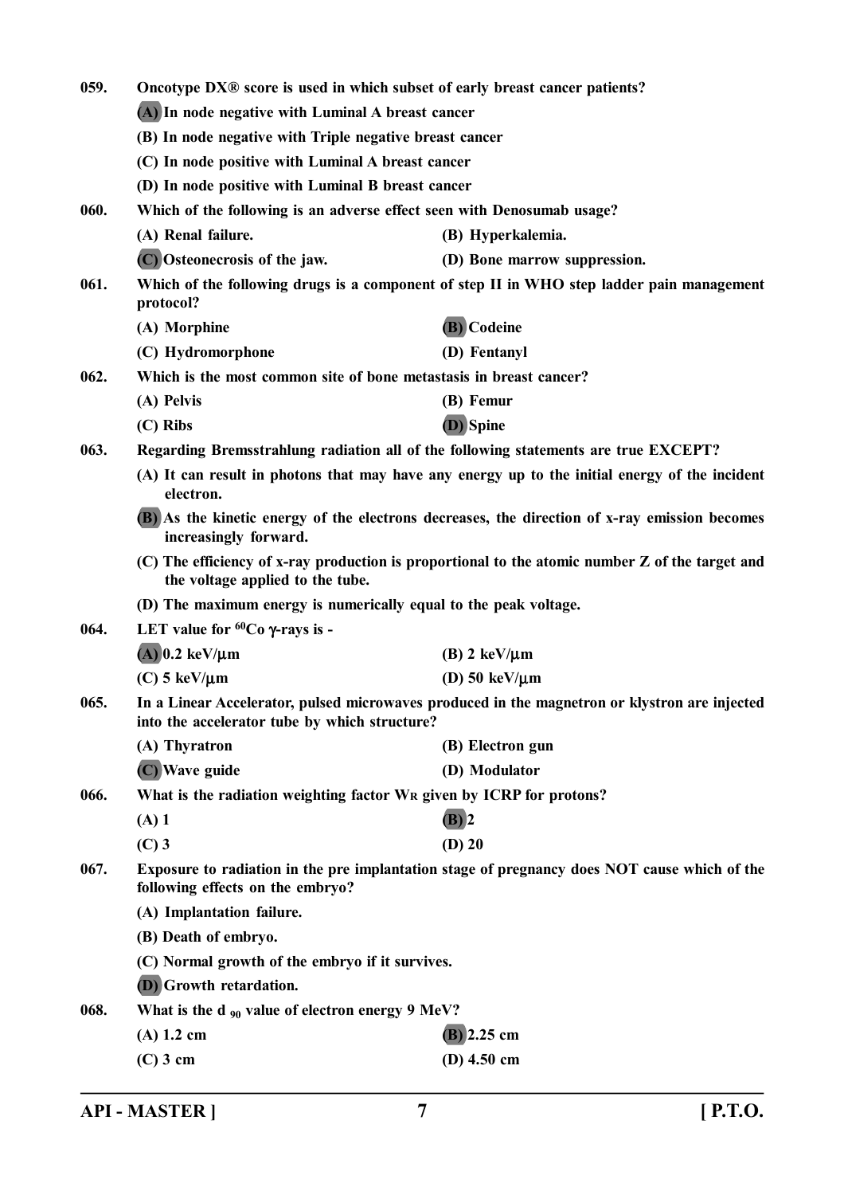059. Oncotype DX® score is used in which subset of early breast cancer patients?

(A) In node negative with Luminal A breast cancer

(B) In node negative with Triple negative breast cancer

(C) In node positive with Luminal A breast cancer

(D) In node positive with Luminal B breast cancer

060. Which of the following is an adverse effect seen with Denosumab usage?

(A) Renal failure.

(B) Hyperkalemia.

(C) Osteonecrosis of the jaw.

(D) Bone marrow suppression.

061. Which of the following drugs is a component of step II in WHO step ladder pain management protocol?

(A) Morphine

(B) Codeine

(C) Hydromorphone

(D) Fentanyl

062. Which is the most common site of bone metastasis in breast cancer?

(A) Pelvis

(B) Femur

(C) Ribs

(D) Spine

063. Regarding Bremsstrahlung radiation all of the following statements are true EXCEPT?

(A) It can result in photons that may have any energy up to the initial energy of the incident electron.

(B) As the kinetic energy of the electrons decreases, the direction of x-ray emission becomes increasingly forward.

(C) The efficiency of x-ray production is proportional to the atomic number Z of the target and the voltage applied to the tube.

(D) The maximum energy is numerically equal to the peak voltage.

064. LET value for $^{60}Co$ $\gamma$-rays is -

(A) 0.2 keV/$\mu$m

(B) 2 keV/$\mu$m

(C) 5 keV/$\mu$m

(D) 50 keV/$\mu$m

065. In a Linear Accelerator, pulsed microwaves produced in the magnetron or klystron are injected into the accelerator tube by which structure?

(A) Thyratron

(B) Electron gun

(C) Wave guide

(D) Modulator

066. What is the radiation weighting factor $W_R$ given by ICRP for protons?

(A) 1

(B) 2

(C) 3

(D) 20

067. Exposure to radiation in the pre implantation stage of pregnancy does NOT cause which of the following effects on the embryo?

(A) Implantation failure.

(B) Death of embryo.

(C) Normal growth of the embryo if it survives.

(D) Growth retardation.

068. What is the $d_{90}$ value of electron energy 9 MeV?

(A) 1.2 cm

(B) 2.25 cm

(C) 3 cm

(D) 4.50 cm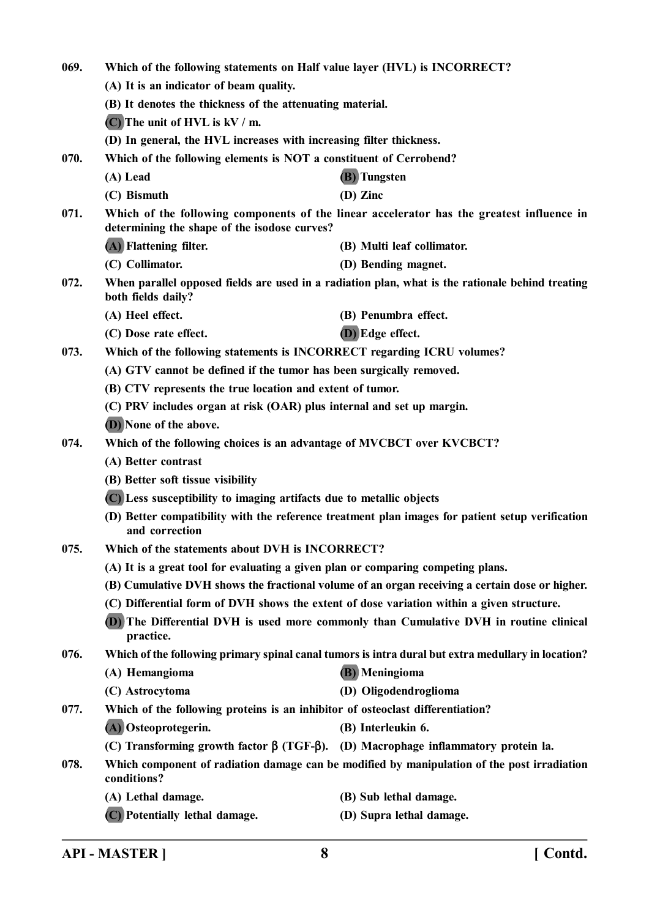069. Which of the following statements on Half value layer (HVL) is INCORRECT?

(A) It is an indicator of beam quality.

(B) It denotes the thickness of the attenuating material.

**(C)** The unit of HVL is kV / m.

(D) In general, the HVL increases with increasing filter thickness.

070. Which of the following elements is NOT a constituent of Cerrobend?

(A) Lead

**(B)** Tungsten

(C) Bismuth

(D) Zinc

071. Which of the following components of the linear accelerator has the greatest influence in determining the shape of the isodose curves?

**(A)** Flattening filter.

(B) Multi leaf collimator.

(C) Collimator.

(D) Bending magnet.

072. When parallel opposed fields are used in a radiation plan, what is the rationale behind treating both fields daily?

(A) Heel effect.

(B) Penumbra effect.

(C) Dose rate effect.

**(D)** Edge effect.

073. Which of the following statements is INCORRECT regarding ICRU volumes?

(A) GTV cannot be defined if the tumor has been surgically removed.

(B) CTV represents the true location and extent of tumor.

(C) PRV includes organ at risk (OAR) plus internal and set up margin.

**(D)** None of the above.

074. Which of the following choices is an advantage of MVCBCT over KVCBCT?

(A) Better contrast

(B) Better soft tissue visibility

**(C)** Less susceptibility to imaging artifacts due to metallic objects

(D) Better compatibility with the reference treatment plan images for patient setup verification and correction

075. Which of the statements about DVH is INCORRECT?

(A) It is a great tool for evaluating a given plan or comparing competing plans.

(B) Cumulative DVH shows the fractional volume of an organ receiving a certain dose or higher.

(C) Differential form of DVH shows the extent of dose variation within a given structure.

**(D)** The Differential DVH is used more commonly than Cumulative DVH in routine clinical practice.

076. Which of the following primary spinal canal tumors is intra dural but extra medullary in location?

(A) Hemangioma

**(B)** Meningioma

(C) Astrocytoma

(D) Oligodendroglioma

077. Which of the following proteins is an inhibitor of osteoclast differentiation?

**(A)** Osteoprotegerin.

(B) Interleukin 6.

(C) Transforming growth factor $\beta$ (TGF-$\beta$).

(D) Macrophage inflammatory protein la.

078. Which component of radiation damage can be modified by manipulation of the post irradiation conditions?

(A) Lethal damage.

(B) Sub lethal damage.

**(C)** Potentially lethal damage.

(D) Supra lethal damage.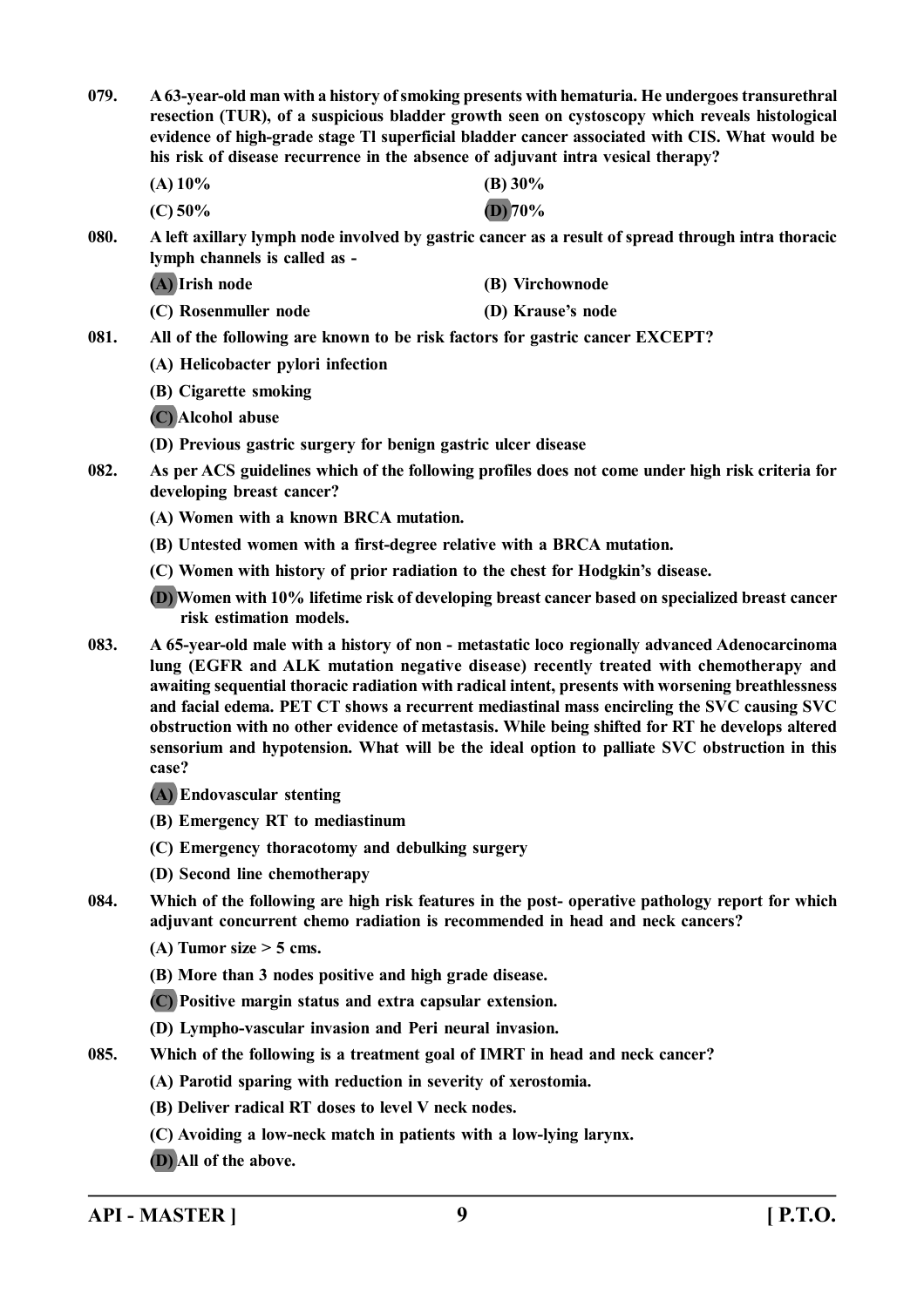**079. A 63-year-old man with a history of smoking presents with hematuria. He undergoes transurethral resection (TUR), of a suspicious bladder growth seen on cystoscopy which reveals histological evidence of high-grade stage Tl superficial bladder cancer associated with CIS. What would be his risk of disease recurrence in the absence of adjuvant intra vesical therapy?**

(A) 10%
(B) 30%
(C) 50%
(D) 70%

**080. A left axillary lymph node involved by gastric cancer as a result of spread through intra thoracic lymph channels is called as -**

(A) Irish node
(B) Virchownode
(C) Rosenmuller node
(D) Krause's node

**081. All of the following are known to be risk factors for gastric cancer EXCEPT?**

(A) Helicobacter pylori infection
(B) Cigarette smoking
(C) Alcohol abuse
(D) Previous gastric surgery for benign gastric ulcer disease

**082. As per ACS guidelines which of the following profiles does not come under high risk criteria for developing breast cancer?**

(A) Women with a known BRCA mutation.
(B) Untested women with a first-degree relative with a BRCA mutation.
(C) Women with history of prior radiation to the chest for Hodgkin's disease.
(D) Women with 10% lifetime risk of developing breast cancer based on specialized breast cancer risk estimation models.

**083. A 65-year-old male with a history of non - metastatic loco regionally advanced Adenocarcinoma lung (EGFR and ALK mutation negative disease) recently treated with chemotherapy and awaiting sequential thoracic radiation with radical intent, presents with worsening breathlessness and facial edema. PET CT shows a recurrent mediastinal mass encircling the SVC causing SVC obstruction with no other evidence of metastasis. While being shifted for RT he develops altered sensorium and hypotension. What will be the ideal option to palliate SVC obstruction in this case?**

(A) Endovascular stenting
(B) Emergency RT to mediastinum
(C) Emergency thoracotomy and debulking surgery
(D) Second line chemotherapy

**084. Which of the following are high risk features in the post- operative pathology report for which adjuvant concurrent chemo radiation is recommended in head and neck cancers?**

(A) Tumor size > 5 cms.
(B) More than 3 nodes positive and high grade disease.
(C) Positive margin status and extra capsular extension.
(D) Lympho-vascular invasion and Peri neural invasion.

**085. Which of the following is a treatment goal of IMRT in head and neck cancer?**

(A) Parotid sparing with reduction in severity of xerostomia.
(B) Deliver radical RT doses to level V neck nodes.
(C) Avoiding a low-neck match in patients with a low-lying larynx.
(D) All of the above.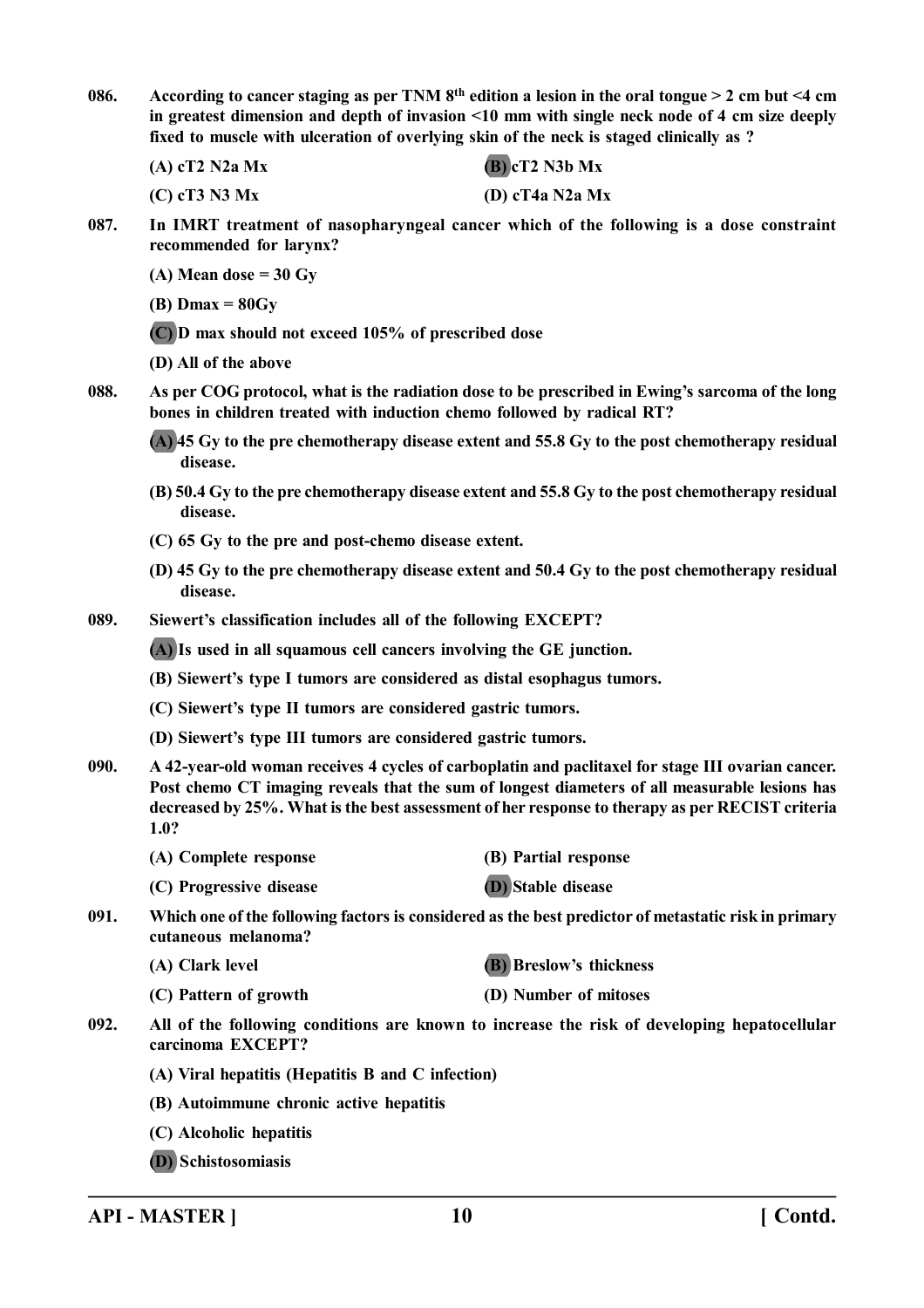086. According to cancer staging as per TNM 8th edition a lesion in the oral tongue > 2 cm but <4 cm in greatest dimension and depth of invasion <10 mm with single neck node of 4 cm size deeply fixed to muscle with ulceration of overlying skin of the neck is staged clinically as ?

(A) cT2 N2a Mx
(B) cT2 N3b Mx
(C) cT3 N3 Mx
(D) cT4a N2a Mx

087. In IMRT treatment of nasopharyngeal cancer which of the following is a dose constraint recommended for larynx?

(A) Mean dose = 30 Gy
(B) Dmax = 80Gy
(C) D max should not exceed 105% of prescribed dose
(D) All of the above

088. As per COG protocol, what is the radiation dose to be prescribed in Ewing's sarcoma of the long bones in children treated with induction chemo followed by radical RT?

(A) 45 Gy to the pre chemotherapy disease extent and 55.8 Gy to the post chemotherapy residual disease.
(B) 50.4 Gy to the pre chemotherapy disease extent and 55.8 Gy to the post chemotherapy residual disease.
(C) 65 Gy to the pre and post-chemo disease extent.
(D) 45 Gy to the pre chemotherapy disease extent and 50.4 Gy to the post chemotherapy residual disease.

089. Siewert's classification includes all of the following EXCEPT?

(A) Is used in all squamous cell cancers involving the GE junction.
(B) Siewert's type I tumors are considered as distal esophagus tumors.
(C) Siewert's type II tumors are considered gastric tumors.
(D) Siewert's type III tumors are considered gastric tumors.

090. A 42-year-old woman receives 4 cycles of carboplatin and paclitaxel for stage III ovarian cancer. Post chemo CT imaging reveals that the sum of longest diameters of all measurable lesions has decreased by 25%. What is the best assessment of her response to therapy as per RECIST criteria 1.0?

(A) Complete response
(B) Partial response
(C) Progressive disease
(D) Stable disease

091. Which one of the following factors is considered as the best predictor of metastatic risk in primary cutaneous melanoma?

(A) Clark level
(B) Breslow's thickness
(C) Pattern of growth
(D) Number of mitoses

092. All of the following conditions are known to increase the risk of developing hepatocellular carcinoma EXCEPT?

(A) Viral hepatitis (Hepatitis B and C infection)
(B) Autoimmune chronic active hepatitis
(C) Alcoholic hepatitis
(D) Schistosomiasis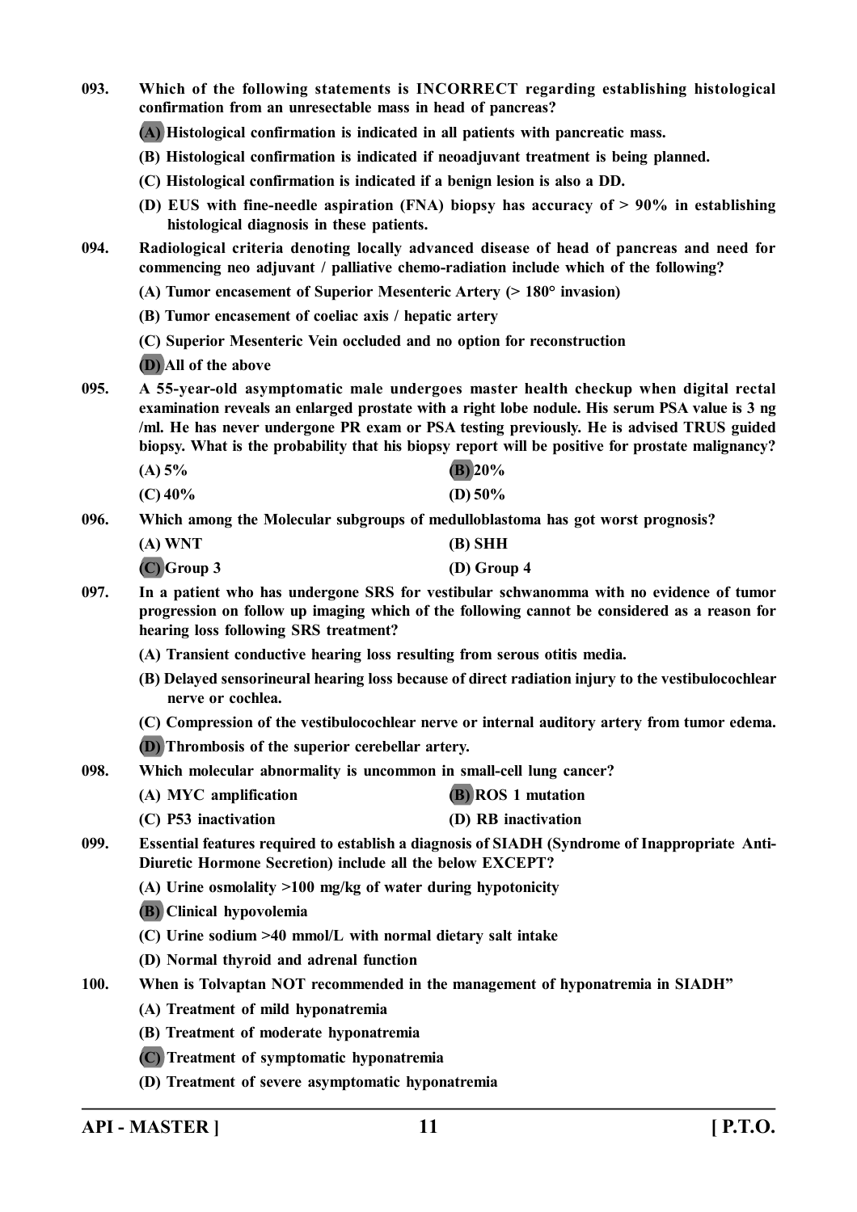**093. Which of the following statements is INCORRECT regarding establishing histological confirmation from an unresectable mass in head of pancreas?**

**(A) Histological confirmation is indicated in all patients with pancreatic mass.**

**(B) Histological confirmation is indicated if neoadjuvant treatment is being planned.**

**(C) Histological confirmation is indicated if a benign lesion is also a DD.**

**(D) EUS with fine-needle aspiration (FNA) biopsy has accuracy of > 90% in establishing histological diagnosis in these patients.**

**094. Radiological criteria denoting locally advanced disease of head of pancreas and need for commencing neo adjuvant / palliative chemo-radiation include which of the following?**

**(A) Tumor encasement of Superior Mesenteric Artery (> 180° invasion)**

**(B) Tumor encasement of coeliac axis / hepatic artery**

**(C) Superior Mesenteric Vein occluded and no option for reconstruction**

**(D) All of the above**

**095. A 55-year-old asymptomatic male undergoes master health checkup when digital rectal examination reveals an enlarged prostate with a right lobe nodule. His serum PSA value is 3 ng /ml. He has never undergone PR exam or PSA testing previously. He is advised TRUS guided biopsy. What is the probability that his biopsy report will be positive for prostate malignancy?**

**(A) 5%** **(B) 20%**

**(C) 40%** **(D) 50%**

**096. Which among the Molecular subgroups of medulloblastoma has got worst prognosis?**

**(A) WNT** **(B) SHH**

**(C) Group 3** **(D) Group 4**

**097. In a patient who has undergone SRS for vestibular schwanomma with no evidence of tumor progression on follow up imaging which of the following cannot be considered as a reason for hearing loss following SRS treatment?**

**(A) Transient conductive hearing loss resulting from serous otitis media.**

**(B) Delayed sensorineural hearing loss because of direct radiation injury to the vestibulocochlear nerve or cochlea.**

**(C) Compression of the vestibulocochlear nerve or internal auditory artery from tumor edema.**

**(D) Thrombosis of the superior cerebellar artery.**

**098. Which molecular abnormality is uncommon in small-cell lung cancer?**

**(A) MYC amplification** **(B) ROS 1 mutation**

**(C) P53 inactivation** **(D) RB inactivation**

**099. Essential features required to establish a diagnosis of SIADH (Syndrome of Inappropriate Anti-Diuretic Hormone Secretion) include all the below EXCEPT?**

**(A) Urine osmolality >100 mg/kg of water during hypotonicity**

**(B) Clinical hypovolemia**

**(C) Urine sodium >40 mmol/L with normal dietary salt intake**

**(D) Normal thyroid and adrenal function**

**100. When is Tolvaptan NOT recommended in the management of hyponatremia in SIADH"**

**(A) Treatment of mild hyponatremia**

**(B) Treatment of moderate hyponatremia**

**(C) Treatment of symptomatic hyponatremia**

**(D) Treatment of severe asymptomatic hyponatremia**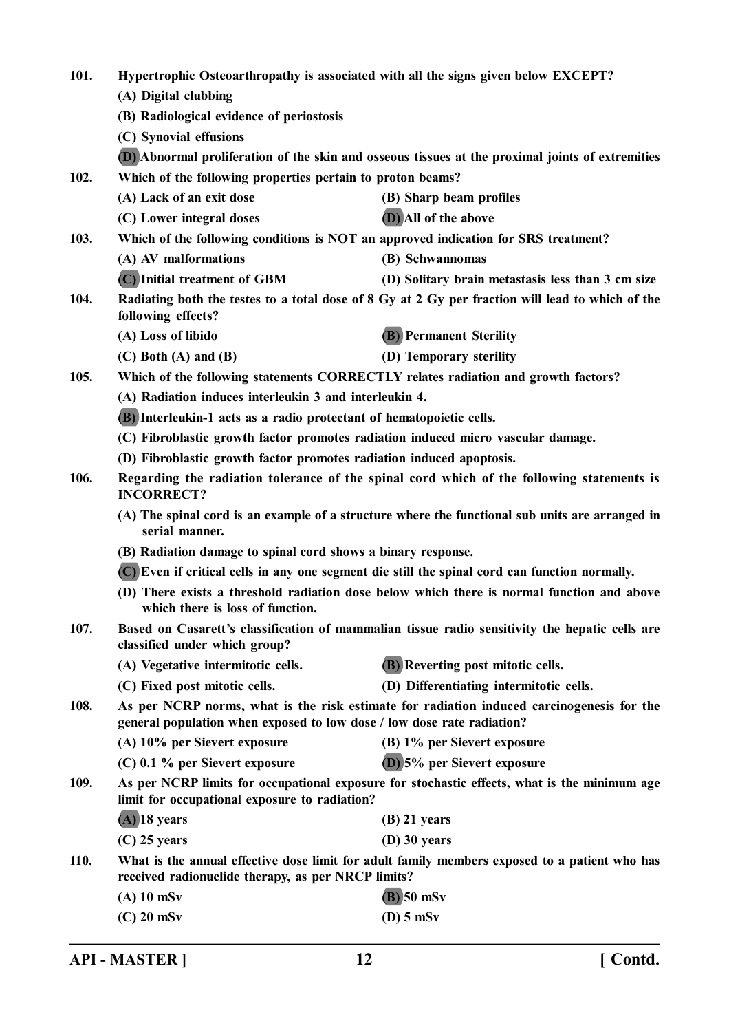**101. Hypertrophic Osteoarthropathy is associated with all the signs given below EXCEPT?**

**(A) Digital clubbing**

**(B) Radiological evidence of periostosis**

**(C) Synovial effusions**

**(D) Abnormal proliferation of the skin and osseous tissues at the proximal joints of extremities**

**102. Which of the following properties pertain to proton beams?**

**(A) Lack of an exit dose** **(B) Sharp beam profiles**

**(C) Lower integral doses** **(D) All of the above**

**103. Which of the following conditions is NOT an approved indication for SRS treatment?**

**(A) AV malformations** **(B) Schwannomas**

**(C) Initial treatment of GBM** **(D) Solitary brain metastasis less than 3 cm size**

**104. Radiating both the testes to a total dose of 8 Gy at 2 Gy per fraction will lead to which of the following effects?**

**(A) Loss of libido** **(B) Permanent Sterility**

**(C) Both (A) and (B)** **(D) Temporary sterility**

**105. Which of the following statements CORRECTLY relates radiation and growth factors?**

**(A) Radiation induces interleukin 3 and interleukin 4.**

**(B) Interleukin-1 acts as a radio protectant of hematopoietic cells.**

**(C) Fibroblastic growth factor promotes radiation induced micro vascular damage.**

**(D) Fibroblastic growth factor promotes radiation induced apoptosis.**

**106. Regarding the radiation tolerance of the spinal cord which of the following statements is INCORRECT?**

**(A) The spinal cord is an example of a structure where the functional sub units are arranged in serial manner.**

**(B) Radiation damage to spinal cord shows a binary response.**

**(C) Even if critical cells in any one segment die still the spinal cord can function normally.**

**(D) There exists a threshold radiation dose below which there is normal function and above which there is loss of function.**

**107. Based on Casarett's classification of mammalian tissue radio sensitivity the hepatic cells are classified under which group?**

**(A) Vegetative intermitotic cells.** **(B) Reverting post mitotic cells.**

**(C) Fixed post mitotic cells.** **(D) Differentiating intermitotic cells.**

**108. As per NCRP norms, what is the risk estimate for radiation induced carcinogenesis for the general population when exposed to low dose / low dose rate radiation?**

**(A) 10% per Sievert exposure** **(B) 1% per Sievert exposure**

**(C) 0.1 % per Sievert exposure** **(D) 5% per Sievert exposure**

**109. As per NCRP limits for occupational exposure for stochastic effects, what is the minimum age limit for occupational exposure to radiation?**

**(A) 18 years** **(B) 21 years**

**(C) 25 years** **(D) 30 years**

**110. What is the annual effective dose limit for adult family members exposed to a patient who has received radionuclide therapy, as per NRCP limits?**

**(A) 10 mSv** **(B) 50 mSv**

**(C) 20 mSv** **(D) 5 mSv**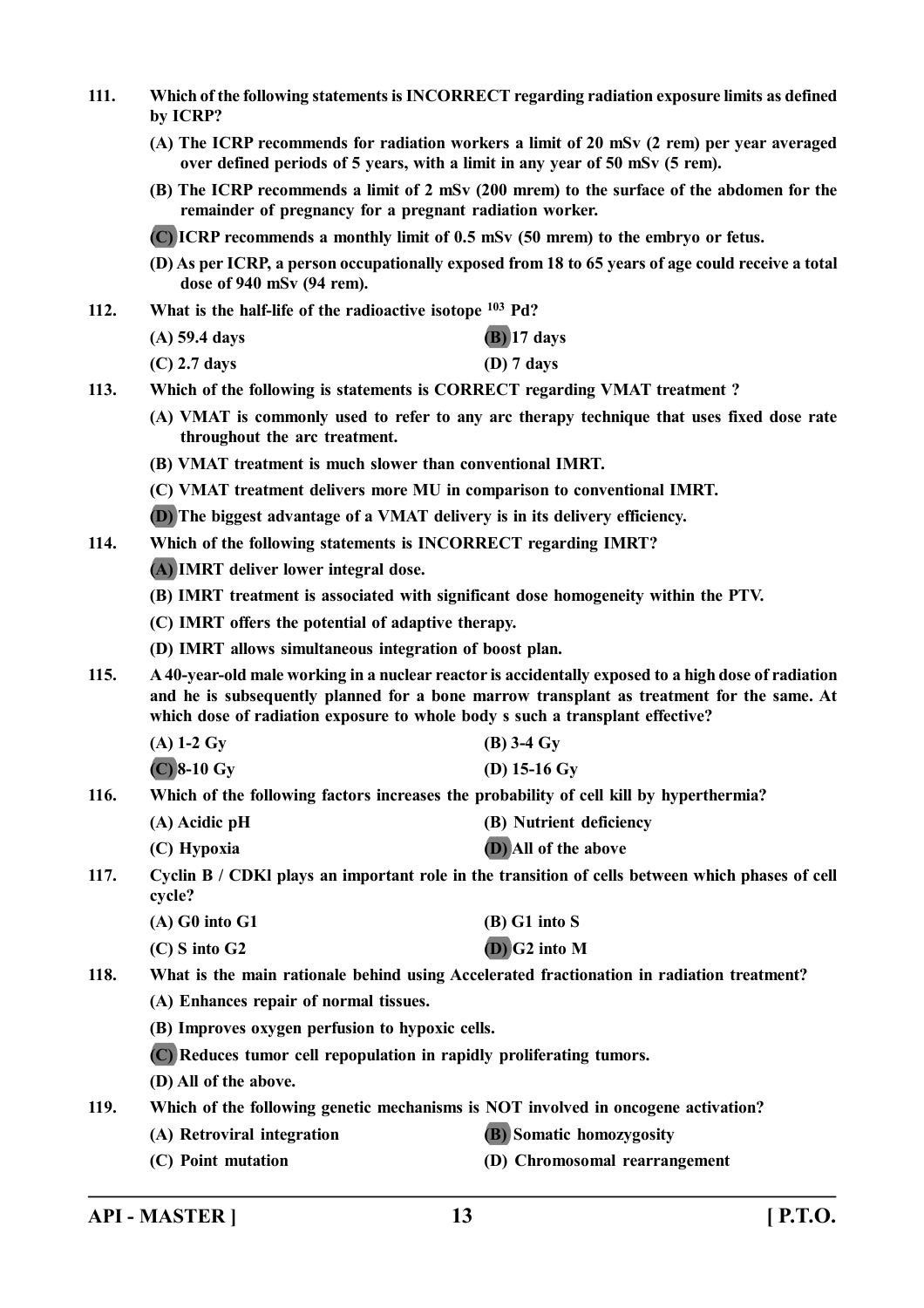111. **Which of the following statements is INCORRECT regarding radiation exposure limits as defined by ICRP?**

(A) The ICRP recommends for radiation workers a limit of 20 mSv (2 rem) per year averaged over defined periods of 5 years, with a limit in any year of 50 mSv (5 rem).

(B) The ICRP recommends a limit of 2 mSv (200 mrem) to the surface of the abdomen for the remainder of pregnancy for a pregnant radiation worker.

(C) ICRP recommends a monthly limit of 0.5 mSv (50 mrem) to the embryo or fetus.

(D) As per ICRP, a person occupationally exposed from 18 to 65 years of age could receive a total dose of 940 mSv (94 rem).

112. **What is the half-life of the radioactive isotope $^{103}$ Pd?**

(A) 59.4 days
(B) 17 days
(C) 2.7 days
(D) 7 days

113. **Which of the following is statements is CORRECT regarding VMAT treatment ?**

(A) VMAT is commonly used to refer to any arc therapy technique that uses fixed dose rate throughout the arc treatment.

(B) VMAT treatment is much slower than conventional IMRT.

(C) VMAT treatment delivers more MU in comparison to conventional IMRT.

(D) The biggest advantage of a VMAT delivery is in its delivery efficiency.

114. **Which of the following statements is INCORRECT regarding IMRT?**

(A) IMRT deliver lower integral dose.

(B) IMRT treatment is associated with significant dose homogeneity within the PTV.

(C) IMRT offers the potential of adaptive therapy.

(D) IMRT allows simultaneous integration of boost plan.

115. **A 40-year-old male working in a nuclear reactor is accidentally exposed to a high dose of radiation and he is subsequently planned for a bone marrow transplant as treatment for the same. At which dose of radiation exposure to whole body s such a transplant effective?**

(A) 1-2 Gy
(B) 3-4 Gy
(C) 8-10 Gy
(D) 15-16 Gy

116. **Which of the following factors increases the probability of cell kill by hyperthermia?**

(A) Acidic pH
(B) Nutrient deficiency
(C) Hypoxia
(D) All of the above

117. **Cyclin B / CDKl plays an important role in the transition of cells between which phases of cell cycle?**

(A) G0 into G1
(B) G1 into S
(C) S into G2
(D) G2 into M

118. **What is the main rationale behind using Accelerated fractionation in radiation treatment?**

(A) Enhances repair of normal tissues.

(B) Improves oxygen perfusion to hypoxic cells.

(C) Reduces tumor cell repopulation in rapidly proliferating tumors.

(D) All of the above.

119. **Which of the following genetic mechanisms is NOT involved in oncogene activation?**

(A) Retroviral integration
(B) Somatic homozygosity
(C) Point mutation
(D) Chromosomal rearrangement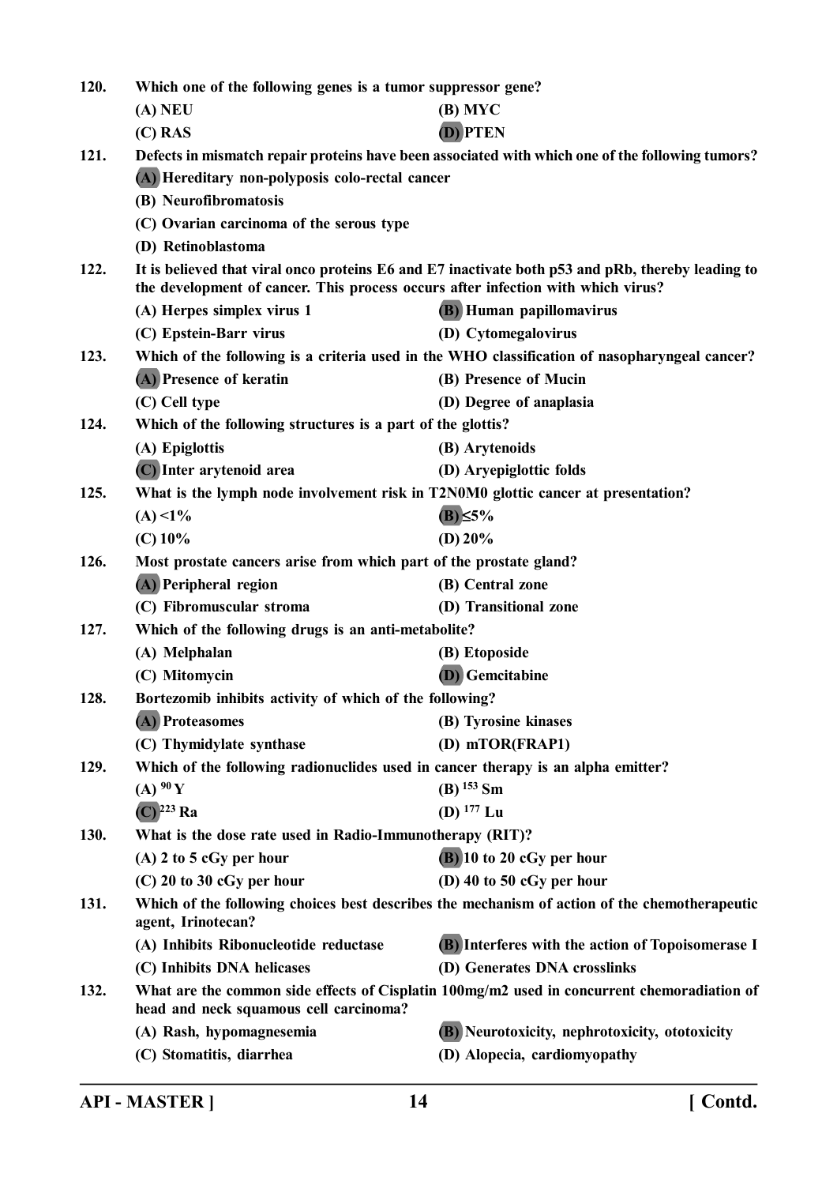120. Which one of the following genes is a tumor suppressor gene?

(A) NEU
(B) MYC
(C) RAS
(D) PTEN

121. Defects in mismatch repair proteins have been associated with which one of the following tumors?

(A) Hereditary non-polyposis colo-rectal cancer
(B) Neurofibromatosis
(C) Ovarian carcinoma of the serous type
(D) Retinoblastoma

122. It is believed that viral onco proteins E6 and E7 inactivate both p53 and pRb, thereby leading to the development of cancer. This process occurs after infection with which virus?

(A) Herpes simplex virus 1
(B) Human papillomavirus
(C) Epstein-Barr virus
(D) Cytomegalovirus

123. Which of the following is a criteria used in the WHO classification of nasopharyngeal cancer?

(A) Presence of keratin
(B) Presence of Mucin
(C) Cell type
(D) Degree of anaplasia

124. Which of the following structures is a part of the glottis?

(A) Epiglottis
(B) Arytenoids
(C) Inter arytenoid area
(D) Aryepiglottic folds

125. What is the lymph node involvement risk in T2N0M0 glottic cancer at presentation?

(A) <1%
(B) ≤5%
(C) 10%
(D) 20%

126. Most prostate cancers arise from which part of the prostate gland?

(A) Peripheral region
(B) Central zone
(C) Fibromuscular stroma
(D) Transitional zone

127. Which of the following drugs is an anti-metabolite?

(A) Melphalan
(B) Etoposide
(C) Mitomycin
(D) Gemcitabine

128. Bortezomib inhibits activity of which of the following?

(A) Proteasomes
(B) Tyrosine kinases
(C) Thymidylate synthase
(D) mTOR(FRAP1)

129. Which of the following radionuclides used in cancer therapy is an alpha emitter?

(A) $^{90}$Y
(B) $^{153}$Sm
(C) $^{223}$Ra
(D) $^{177}$Lu

130. What is the dose rate used in Radio-Immunotherapy (RIT)?

(A) 2 to 5 cGy per hour
(B) 10 to 20 cGy per hour
(C) 20 to 30 cGy per hour
(D) 40 to 50 cGy per hour

131. Which of the following choices best describes the mechanism of action of the chemotherapeutic agent, Irinotecan?

(A) Inhibits Ribonucleotide reductase
(B) Interferes with the action of Topoisomerase I
(C) Inhibits DNA helicases
(D) Generates DNA crosslinks

132. What are the common side effects of Cisplatin 100mg/m2 used in concurrent chemoradiation of head and neck squamous cell carcinoma?

(A) Rash, hypomagnesemia
(B) Neurotoxicity, nephrotoxicity, ototoxicity
(C) Stomatitis, diarrhea
(D) Alopecia, cardiomyopathy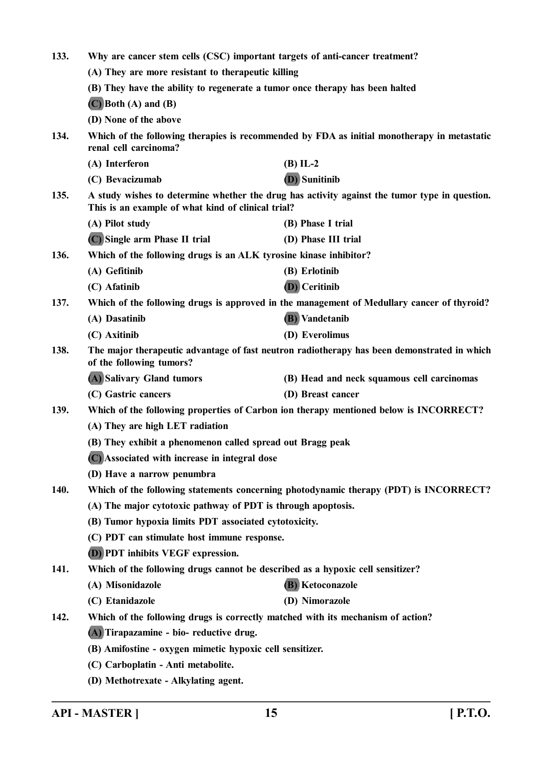**133. Why are cancer stem cells (CSC) important targets of anti-cancer treatment?**

**(A) They are more resistant to therapeutic killing**

**(B) They have the ability to regenerate a tumor once therapy has been halted**

**(C) Both (A) and (B)**

**(D) None of the above**

**134. Which of the following therapies is recommended by FDA as initial monotherapy in metastatic renal cell carcinoma?**

**(A) Interferon** **(B) IL-2**

**(C) Bevacizumab** **(D) Sunitinib**

**135. A study wishes to determine whether the drug has activity against the tumor type in question. This is an example of what kind of clinical trial?**

**(A) Pilot study** **(B) Phase I trial**

**(C) Single arm Phase II trial** **(D) Phase III trial**

**136. Which of the following drugs is an ALK tyrosine kinase inhibitor?**

**(A) Gefitinib** **(B) Erlotinib**

**(C) Afatinib** **(D) Ceritinib**

**137. Which of the following drugs is approved in the management of Medullary cancer of thyroid?**

**(A) Dasatinib** **(B) Vandetanib**

**(C) Axitinib** **(D) Everolimus**

**138. The major therapeutic advantage of fast neutron radiotherapy has been demonstrated in which of the following tumors?**

**(A) Salivary Gland tumors** **(B) Head and neck squamous cell carcinomas**

**(C) Gastric cancers** **(D) Breast cancer**

**139. Which of the following properties of Carbon ion therapy mentioned below is INCORRECT?**

**(A) They are high LET radiation**

**(B) They exhibit a phenomenon called spread out Bragg peak**

**(C) Associated with increase in integral dose**

**(D) Have a narrow penumbra**

**140. Which of the following statements concerning photodynamic therapy (PDT) is INCORRECT?**

**(A) The major cytotoxic pathway of PDT is through apoptosis.**

**(B) Tumor hypoxia limits PDT associated cytotoxicity.**

**(C) PDT can stimulate host immune response.**

**(D) PDT inhibits VEGF expression.**

**141. Which of the following drugs cannot be described as a hypoxic cell sensitizer?**

**(A) Misonidazole** **(B) Ketoconazole**

**(C) Etanidazole** **(D) Nimorazole**

**142. Which of the following drugs is correctly matched with its mechanism of action?**

**(A) Tirapazamine - bio- reductive drug.**

**(B) Amifostine - oxygen mimetic hypoxic cell sensitizer.**

**(C) Carboplatin - Anti metabolite.**

**(D) Methotrexate - Alkylating agent.**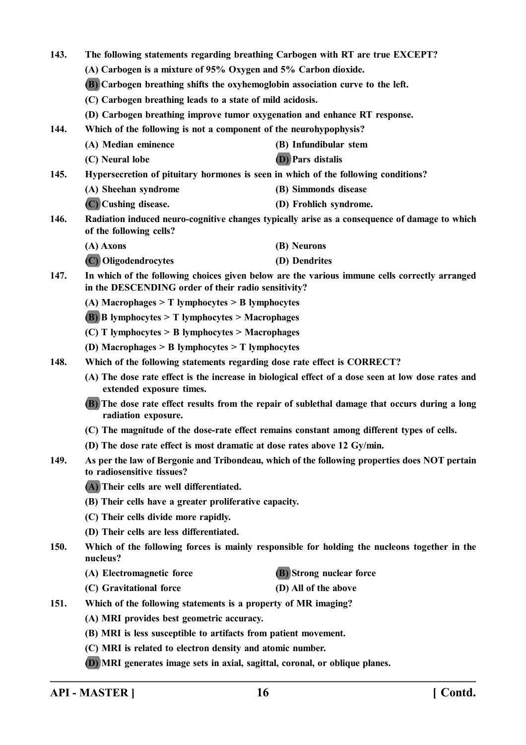143. The following statements regarding breathing Carbogen with RT are true EXCEPT?

(A) Carbogen is a mixture of 95% Oxygen and 5% Carbon dioxide.

**(B)** Carbogen breathing shifts the oxyhemoglobin association curve to the left.

(C) Carbogen breathing leads to a state of mild acidosis.

(D) Carbogen breathing improve tumor oxygenation and enhance RT response.

144. Which of the following is not a component of the neurohypophysis?

(A) Median eminence
(B) Infundibular stem
(C) Neural lobe
**(D)** Pars distalis

145. Hypersecretion of pituitary hormones is seen in which of the following conditions?

(A) Sheehan syndrome
(B) Simmonds disease
**(C)** Cushing disease.
(D) Frohlich syndrome.

146. Radiation induced neuro-cognitive changes typically arise as a consequence of damage to which of the following cells?

(A) Axons
(B) Neurons
**(C)** Oligodendrocytes
(D) Dendrites

147. In which of the following choices given below are the various immune cells correctly arranged in the DESCENDING order of their radio sensitivity?

(A) Macrophages > T lymphocytes > B lymphocytes

**(B)** B lymphocytes > T lymphocytes > Macrophages

(C) T lymphocytes > B lymphocytes > Macrophages

(D) Macrophages > B lymphocytes > T lymphocytes

148. Which of the following statements regarding dose rate effect is CORRECT?

(A) The dose rate effect is the increase in biological effect of a dose seen at low dose rates and extended exposure times.

**(B)** The dose rate effect results from the repair of sublethal damage that occurs during a long radiation exposure.

(C) The magnitude of the dose-rate effect remains constant among different types of cells.

(D) The dose rate effect is most dramatic at dose rates above 12 Gy/min.

149. As per the law of Bergonie and Tribondeau, which of the following properties does NOT pertain to radiosensitive tissues?

**(A)** Their cells are well differentiated.

(B) Their cells have a greater proliferative capacity.

(C) Their cells divide more rapidly.

(D) Their cells are less differentiated.

150. Which of the following forces is mainly responsible for holding the nucleons together in the nucleus?

(A) Electromagnetic force
**(B)** Strong nuclear force
(C) Gravitational force
(D) All of the above

151. Which of the following statements is a property of MR imaging?

(A) MRI provides best geometric accuracy.

(B) MRI is less susceptible to artifacts from patient movement.

(C) MRI is related to electron density and atomic number.

**(D)** MRI generates image sets in axial, sagittal, coronal, or oblique planes.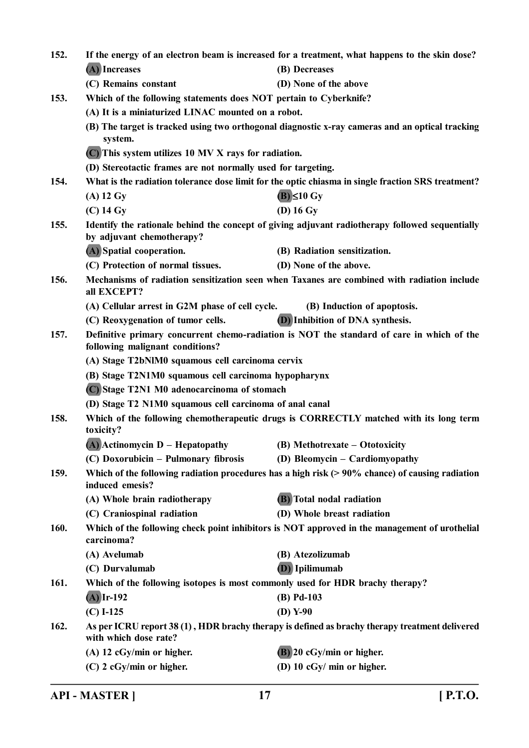**152. If the energy of an electron beam is increased for a treatment, what happens to the skin dose?**

**(A) Increases** **(B) Decreases**

**(C) Remains constant** **(D) None of the above**

**153. Which of the following statements does NOT pertain to Cyberknife?**

**(A) It is a miniaturized LINAC mounted on a robot.**

**(B) The target is tracked using two orthogonal diagnostic x-ray cameras and an optical tracking system.**

**(C) This system utilizes 10 MV X rays for radiation.**

**(D) Stereotactic frames are not normally used for targeting.**

**154. What is the radiation tolerance dose limit for the optic chiasma in single fraction SRS treatment?**

**(A) 12 Gy** **(B) ≤10 Gy**

**(C) 14 Gy** **(D) 16 Gy**

**155. Identify the rationale behind the concept of giving adjuvant radiotherapy followed sequentially by adjuvant chemotherapy?**

**(A) Spatial cooperation.** **(B) Radiation sensitization.**

**(C) Protection of normal tissues.** **(D) None of the above.**

**156. Mechanisms of radiation sensitization seen when Taxanes are combined with radiation include all EXCEPT?**

**(A) Cellular arrest in G2M phase of cell cycle.** **(B) Induction of apoptosis.**

**(C) Reoxygenation of tumor cells.** **(D) Inhibition of DNA synthesis.**

**157. Definitive primary concurrent chemo-radiation is NOT the standard of care in which of the following malignant conditions?**

**(A) Stage T2bNlM0 squamous cell carcinoma cervix**

**(B) Stage T2N1M0 squamous cell carcinoma hypopharynx**

**(C) Stage T2N1 M0 adenocarcinoma of stomach**

**(D) Stage T2 N1M0 squamous cell carcinoma of anal canal**

**158. Which of the following chemotherapeutic drugs is CORRECTLY matched with its long term toxicity?**

**(A) Actinomycin D – Hepatopathy** **(B) Methotrexate – Ototoxicity**

**(C) Doxorubicin – Pulmonary fibrosis** **(D) Bleomycin – Cardiomyopathy**

**159. Which of the following radiation procedures has a high risk (> 90% chance) of causing radiation induced emesis?**

**(A) Whole brain radiotherapy** **(B) Total nodal radiation**

**(C) Craniospinal radiation** **(D) Whole breast radiation**

**160. Which of the following check point inhibitors is NOT approved in the management of urothelial carcinoma?**

**(A) Avelumab** **(B) Atezolizumab**

**(C) Durvalumab** **(D) Ipilimumab**

**161. Which of the following isotopes is most commonly used for HDR brachy therapy?**

**(A) Ir-192** **(B) Pd-103**

**(C) I-125** **(D) Y-90**

**162. As per ICRU report 38 (1) , HDR brachy therapy is defined as brachy therapy treatment delivered with which dose rate?**

**(A) 12 cGy/min or higher.** **(B) 20 cGy/min or higher.**

**(C) 2 cGy/min or higher.** **(D) 10 cGy/ min or higher.**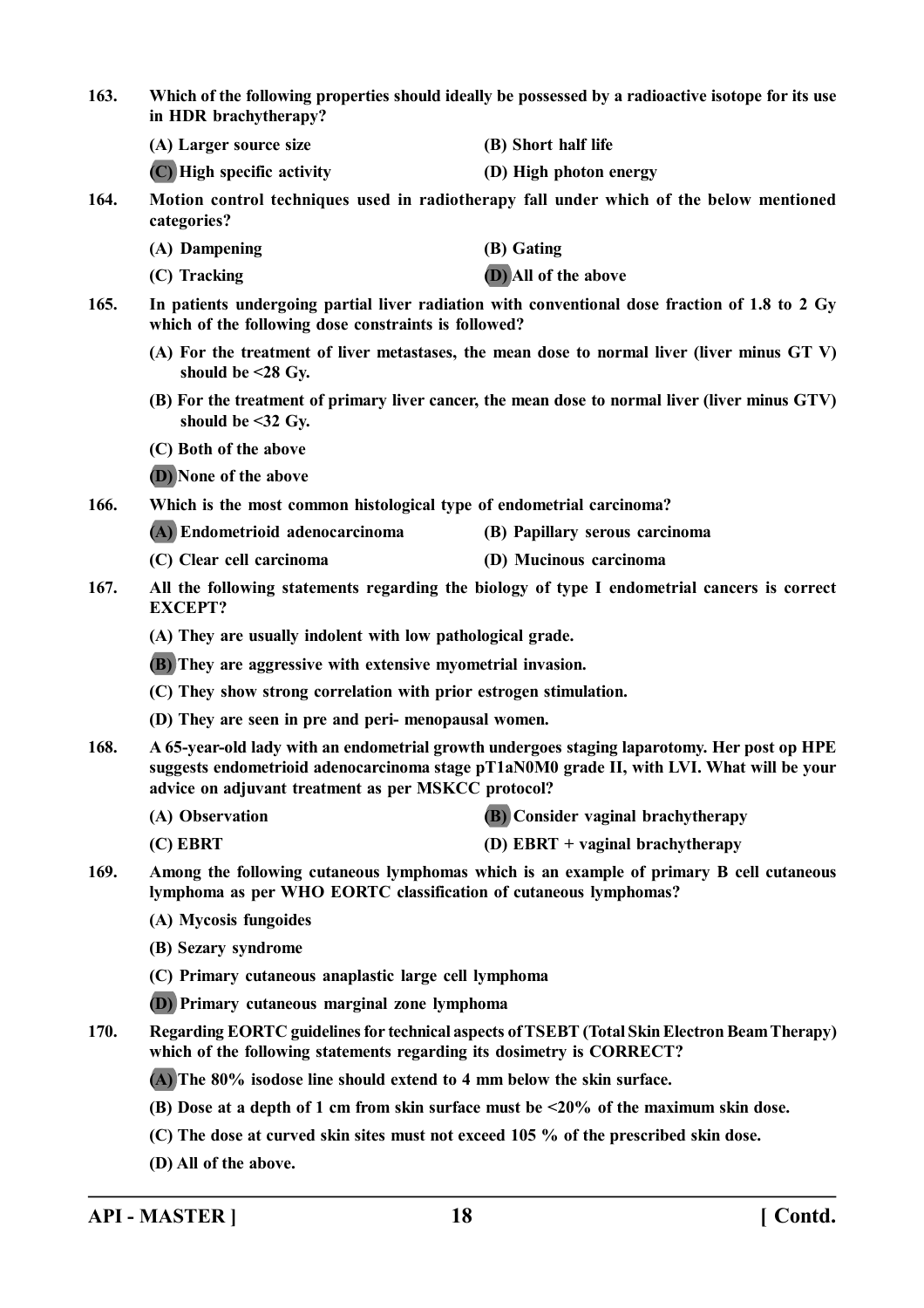**163. Which of the following properties should ideally be possessed by a radioactive isotope for its use in HDR brachytherapy?**

(A) Larger source size
(B) Short half life
(C) High specific activity
(D) High photon energy

**164. Motion control techniques used in radiotherapy fall under which of the below mentioned categories?**

(A) Dampening
(B) Gating
(C) Tracking
(D) All of the above

**165. In patients undergoing partial liver radiation with conventional dose fraction of 1.8 to 2 Gy which of the following dose constraints is followed?**

(A) For the treatment of liver metastases, the mean dose to normal liver (liver minus GT V) should be <28 Gy.

(B) For the treatment of primary liver cancer, the mean dose to normal liver (liver minus GTV) should be <32 Gy.

(C) Both of the above

(D) None of the above

**166. Which is the most common histological type of endometrial carcinoma?**

(A) Endometrioid adenocarcinoma
(B) Papillary serous carcinoma
(C) Clear cell carcinoma
(D) Mucinous carcinoma

**167. All the following statements regarding the biology of type I endometrial cancers is correct EXCEPT?**

(A) They are usually indolent with low pathological grade.

(B) They are aggressive with extensive myometrial invasion.

(C) They show strong correlation with prior estrogen stimulation.

(D) They are seen in pre and peri- menopausal women.

**168. A 65-year-old lady with an endometrial growth undergoes staging laparotomy. Her post op HPE suggests endometrioid adenocarcinoma stage pT1aN0M0 grade II, with LVI. What will be your advice on adjuvant treatment as per MSKCC protocol?**

(A) Observation
(B) Consider vaginal brachytherapy
(C) EBRT
(D) EBRT + vaginal brachytherapy

**169. Among the following cutaneous lymphomas which is an example of primary B cell cutaneous lymphoma as per WHO EORTC classification of cutaneous lymphomas?**

(A) Mycosis fungoides

(B) Sezary syndrome

(C) Primary cutaneous anaplastic large cell lymphoma

(D) Primary cutaneous marginal zone lymphoma

**170. Regarding EORTC guidelines for technical aspects of TSEBT (Total Skin Electron Beam Therapy) which of the following statements regarding its dosimetry is CORRECT?**

(A) The 80% isodose line should extend to 4 mm below the skin surface.

(B) Dose at a depth of 1 cm from skin surface must be <20% of the maximum skin dose.

(C) The dose at curved skin sites must not exceed 105 % of the prescribed skin dose.

(D) All of the above.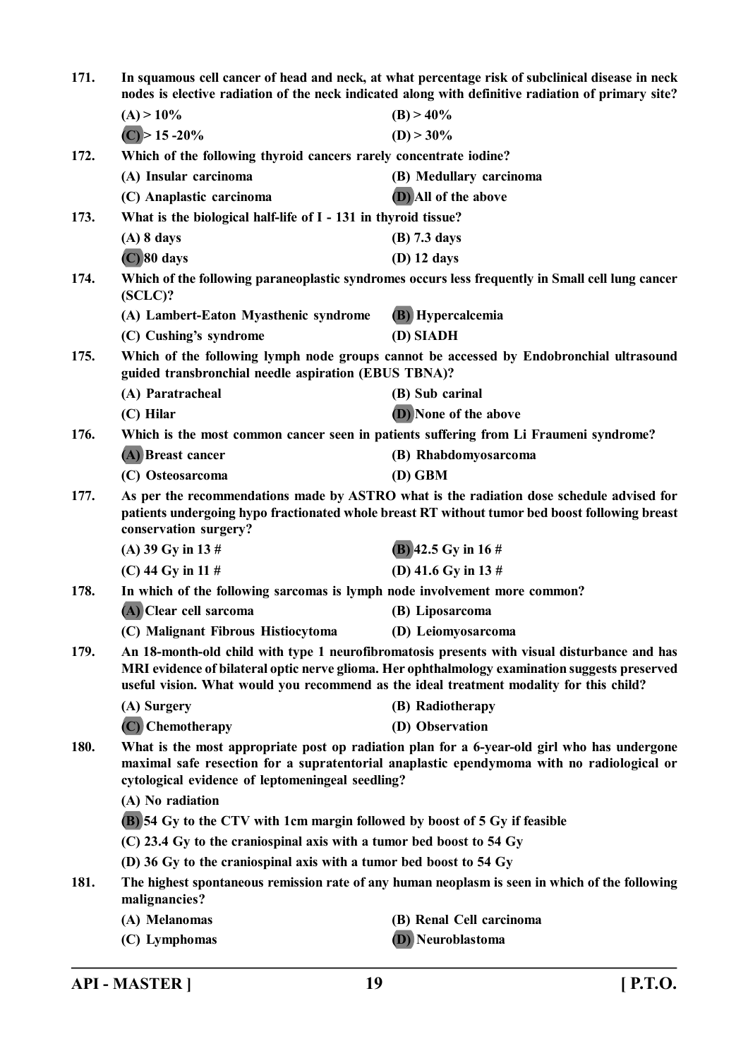**171. In squamous cell cancer of head and neck, at what percentage risk of subclinical disease in neck nodes is elective radiation of the neck indicated along with definitive radiation of primary site?**

(A) > 10% (B) > 40%

(C) > 15 -20% (D) > 30%

**172. Which of the following thyroid cancers rarely concentrate iodine?**

(A) Insular carcinoma (B) Medullary carcinoma

(C) Anaplastic carcinoma (D) All of the above

**173. What is the biological half-life of I - 131 in thyroid tissue?**

(A) 8 days (B) 7.3 days

(C) 80 days (D) 12 days

**174. Which of the following paraneoplastic syndromes occurs less frequently in Small cell lung cancer (SCLC)?**

(A) Lambert-Eaton Myasthenic syndrome (B) Hypercalcemia

(C) Cushing's syndrome (D) SIADH

**175. Which of the following lymph node groups cannot be accessed by Endobronchial ultrasound guided transbronchial needle aspiration (EBUS TBNA)?**

(A) Paratracheal (B) Sub carinal

(C) Hilar (D) None of the above

**176. Which is the most common cancer seen in patients suffering from Li Fraumeni syndrome?**

(A) Breast cancer (B) Rhabdomyosarcoma

(C) Osteosarcoma (D) GBM

**177. As per the recommendations made by ASTRO what is the radiation dose schedule advised for patients undergoing hypo fractionated whole breast RT without tumor bed boost following breast conservation surgery?**

(A) 39 Gy in 13 # (B) 42.5 Gy in 16 #

(C) 44 Gy in 11 # (D) 41.6 Gy in 13 #

**178. In which of the following sarcomas is lymph node involvement more common?**

(A) Clear cell sarcoma (B) Liposarcoma

(C) Malignant Fibrous Histiocytoma (D) Leiomyosarcoma

**179. An 18-month-old child with type 1 neurofibromatosis presents with visual disturbance and has MRI evidence of bilateral optic nerve glioma. Her ophthalmology examination suggests preserved useful vision. What would you recommend as the ideal treatment modality for this child?**

(A) Surgery (B) Radiotherapy

(C) Chemotherapy (D) Observation

**180. What is the most appropriate post op radiation plan for a 6-year-old girl who has undergone maximal safe resection for a supratentorial anaplastic ependymoma with no radiological or cytological evidence of leptomeningeal seedling?**

(A) No radiation

(B) 54 Gy to the CTV with 1cm margin followed by boost of 5 Gy if feasible

(C) 23.4 Gy to the craniospinal axis with a tumor bed boost to 54 Gy

(D) 36 Gy to the craniospinal axis with a tumor bed boost to 54 Gy

**181. The highest spontaneous remission rate of any human neoplasm is seen in which of the following malignancies?**

(A) Melanomas (B) Renal Cell carcinoma

(C) Lymphomas (D) Neuroblastoma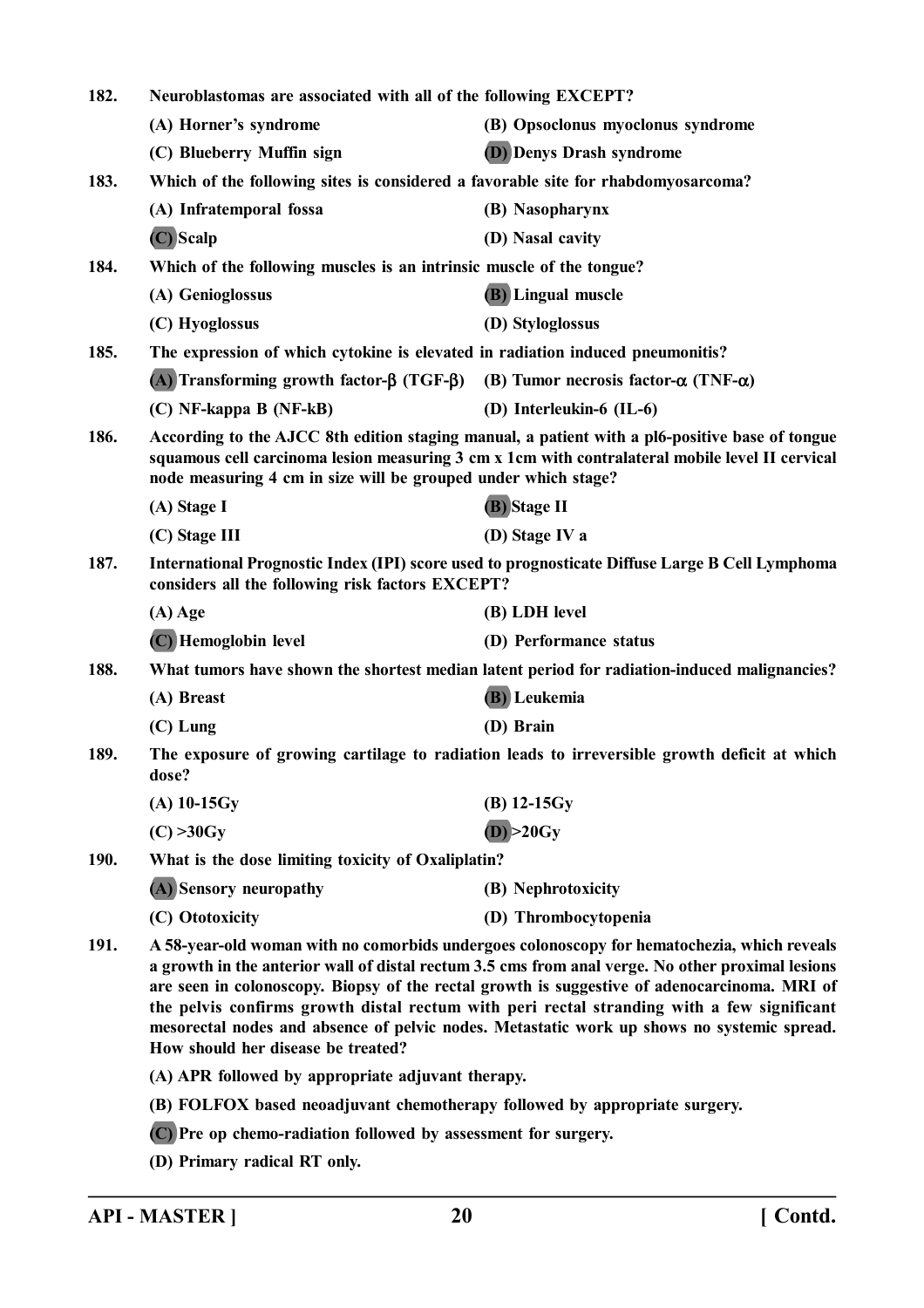182. Neuroblastomas are associated with all of the following EXCEPT?

(A) Horner's syndrome
(B) Opsoclonus myoclonus syndrome
(C) Blueberry Muffin sign
**(D)** Denys Drash syndrome

183. Which of the following sites is considered a favorable site for rhabdomyosarcoma?

(A) Infratemporal fossa
(B) Nasopharynx
**(C)** Scalp
(D) Nasal cavity

184. Which of the following muscles is an intrinsic muscle of the tongue?

(A) Genioglossus
**(B)** Lingual muscle
(C) Hyoglossus
(D) Styloglossus

185. The expression of which cytokine is elevated in radiation induced pneumonitis?

**(A)** Transforming growth factor-$\beta$ (TGF-$\beta$)
(B) Tumor necrosis factor-$\alpha$ (TNF-$\alpha$)
(C) NF-kappa B (NF-kB)
(D) Interleukin-6 (IL-6)

186. According to the AJCC 8th edition staging manual, a patient with a pl6-positive base of tongue squamous cell carcinoma lesion measuring 3 cm x 1cm with contralateral mobile level II cervical node measuring 4 cm in size will be grouped under which stage?

(A) Stage I
**(B)** Stage II
(C) Stage III
(D) Stage IV a

187. International Prognostic Index (IPI) score used to prognosticate Diffuse Large B Cell Lymphoma considers all the following risk factors EXCEPT?

(A) Age
(B) LDH level
**(C)** Hemoglobin level
(D) Performance status

188. What tumors have shown the shortest median latent period for radiation-induced malignancies?

(A) Breast
**(B)** Leukemia
(C) Lung
(D) Brain

189. The exposure of growing cartilage to radiation leads to irreversible growth deficit at which dose?

(A) 10-15Gy
(B) 12-15Gy
(C) >30Gy
**(D)** >20Gy

190. What is the dose limiting toxicity of Oxaliplatin?

**(A)** Sensory neuropathy
(B) Nephrotoxicity
(C) Ototoxicity
(D) Thrombocytopenia

191. A 58-year-old woman with no comorbids undergoes colonoscopy for hematochezia, which reveals a growth in the anterior wall of distal rectum 3.5 cms from anal verge. No other proximal lesions are seen in colonoscopy. Biopsy of the rectal growth is suggestive of adenocarcinoma. MRI of the pelvis confirms growth distal rectum with peri rectal stranding with a few significant mesorectal nodes and absence of pelvic nodes. Metastatic work up shows no systemic spread. How should her disease be treated?

(A) APR followed by appropriate adjuvant therapy.
(B) FOLFOX based neoadjuvant chemotherapy followed by appropriate surgery.
**(C)** Pre op chemo-radiation followed by assessment for surgery.
(D) Primary radical RT only.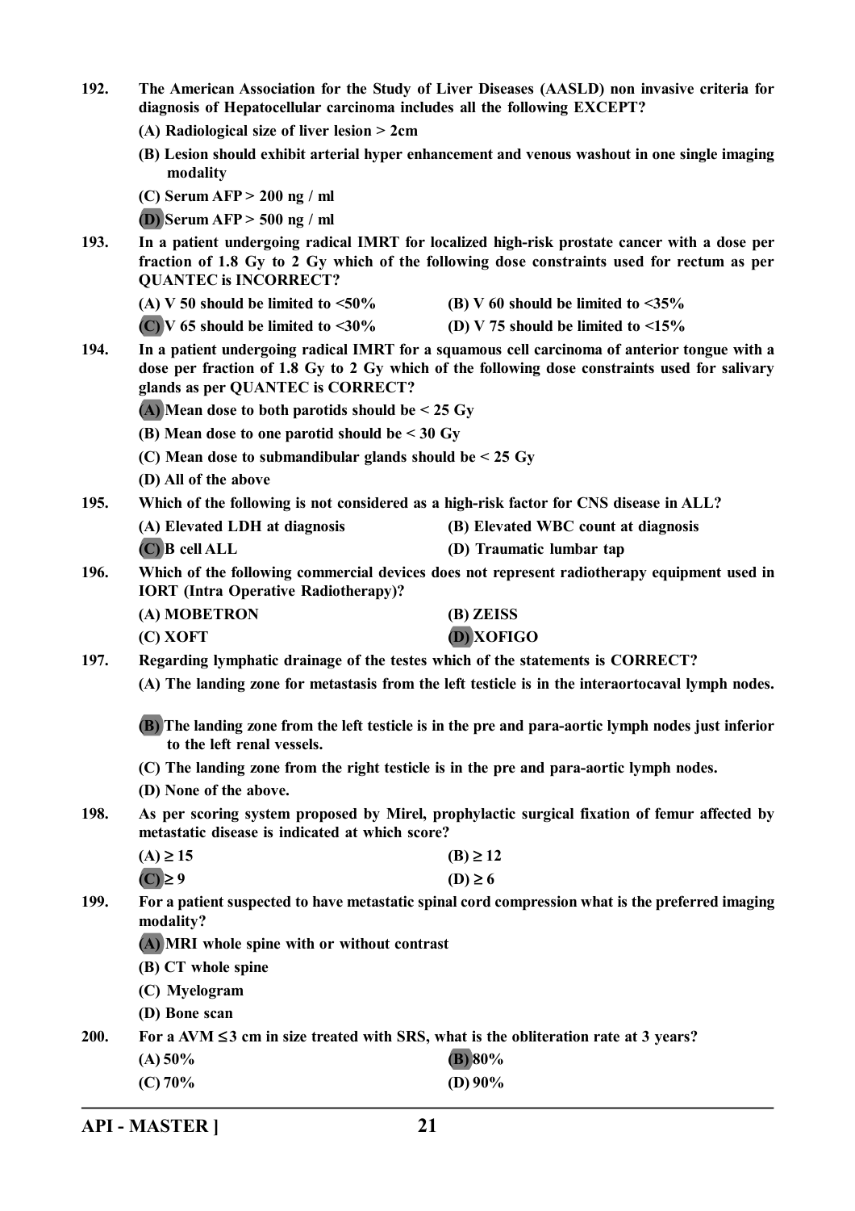**192.** **The American Association for the Study of Liver Diseases (AASLD) non invasive criteria for diagnosis of Hepatocellular carcinoma includes all the following EXCEPT?**

**(A) Radiological size of liver lesion > 2cm**

**(B) Lesion should exhibit arterial hyper enhancement and venous washout in one single imaging modality**

**(C) Serum AFP > 200 ng / ml**

**(D) Serum AFP > 500 ng / ml**

**193.** **In a patient undergoing radical IMRT for localized high-risk prostate cancer with a dose per fraction of 1.8 Gy to 2 Gy which of the following dose constraints used for rectum as per QUANTEC is INCORRECT?**

**(A) V 50 should be limited to <50%** **(B) V 60 should be limited to <35%**

**(C) V 65 should be limited to <30%** **(D) V 75 should be limited to <15%**

**194.** **In a patient undergoing radical IMRT for a squamous cell carcinoma of anterior tongue with a dose per fraction of 1.8 Gy to 2 Gy which of the following dose constraints used for salivary glands as per QUANTEC is CORRECT?**

**(A) Mean dose to both parotids should be < 25 Gy**

**(B) Mean dose to one parotid should be < 30 Gy**

**(C) Mean dose to submandibular glands should be < 25 Gy**

**(D) All of the above**

**195.** **Which of the following is not considered as a high-risk factor for CNS disease in ALL?**

**(A) Elevated LDH at diagnosis** **(B) Elevated WBC count at diagnosis**

**(C) B cell ALL** **(D) Traumatic lumbar tap**

**196.** **Which of the following commercial devices does not represent radiotherapy equipment used in IORT (Intra Operative Radiotherapy)?**

**(A) MOBETRON** **(B) ZEISS**

**(C) XOFT** **(D) XOFIGO**

**197.** **Regarding lymphatic drainage of the testes which of the statements is CORRECT?**

**(A) The landing zone for metastasis from the left testicle is in the interaortocaval lymph nodes.**

**(B) The landing zone from the left testicle is in the pre and para-aortic lymph nodes just inferior to the left renal vessels.**

**(C) The landing zone from the right testicle is in the pre and para-aortic lymph nodes.**

**(D) None of the above.**

**198.** **As per scoring system proposed by Mirel, prophylactic surgical fixation of femur affected by metastatic disease is indicated at which score?**

**(A) ≥ 15** **(B) ≥ 12**

**(C) ≥ 9** **(D) ≥ 6**

**199.** **For a patient suspected to have metastatic spinal cord compression what is the preferred imaging modality?**

**(A) MRI whole spine with or without contrast**

**(B) CT whole spine**

**(C) Myelogram**

**(D) Bone scan**

**200.** **For a AVM ≤3 cm in size treated with SRS, what is the obliteration rate at 3 years?**

**(A) 50%** **(B) 80%**

**(C) 70%** **(D) 90%**